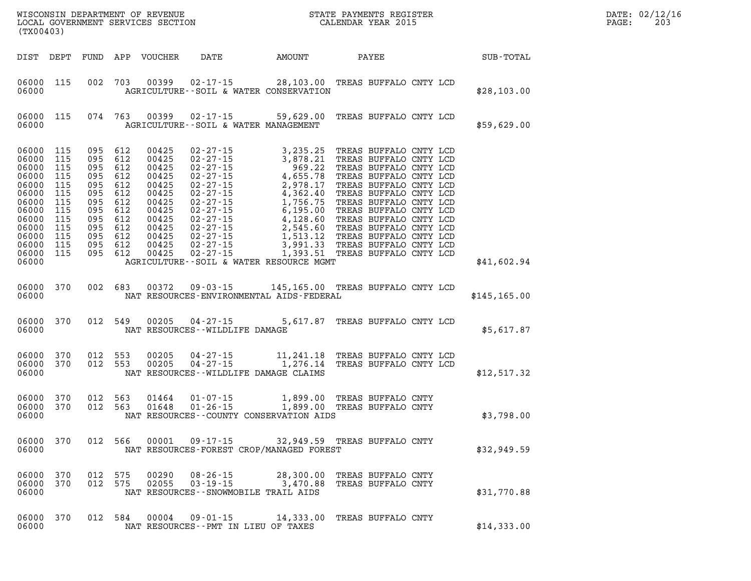WISCONSIN DEPARTMENT OF REVENUE
LOCAL GOVERNMENT SERVICES SECTION
(TX00403)

STATE PAYMENTS REGISTER
CALENDAR YEAR 2015

DATE: 02/12/16

| DIST | DEPT | FUND | APP | VOUCHER | DATE | AMOUNT | PAYEE | SUB-TOTAL |
|---|---|---|---|---|---|---|---|---|
| 06000 | 115 | 002 | 703 | 00399 | 02-17-15 | 28,103.00 | TREAS BUFFALO CNTY LCD | |
| 06000 | | | | | AGRICULTURE--SOIL & WATER CONSERVATION | | | $28,103.00 |
| 06000 | 115 | 074 | 763 | 00399 | 02-17-15 | 59,629.00 | TREAS BUFFALO CNTY LCD | |
| 06000 | | | | | AGRICULTURE--SOIL & WATER MANAGEMENT | | | $59,629.00 |
| 06000 | 115 | 095 | 612 | 00425 | 02-27-15 | 3,235.25 | TREAS BUFFALO CNTY LCD | |
| 06000 | 115 | 095 | 612 | 00425 | 02-27-15 | 3,878.21 | TREAS BUFFALO CNTY LCD | |
| 06000 | 115 | 095 | 612 | 00425 | 02-27-15 | 969.22 | TREAS BUFFALO CNTY LCD | |
| 06000 | 115 | 095 | 612 | 00425 | 02-27-15 | 4,655.78 | TREAS BUFFALO CNTY LCD | |
| 06000 | 115 | 095 | 612 | 00425 | 02-27-15 | 2,978.17 | TREAS BUFFALO CNTY LCD | |
| 06000 | 115 | 095 | 612 | 00425 | 02-27-15 | 4,362.40 | TREAS BUFFALO CNTY LCD | |
| 06000 | 115 | 095 | 612 | 00425 | 02-27-15 | 1,756.75 | TREAS BUFFALO CNTY LCD | |
| 06000 | 115 | 095 | 612 | 00425 | 02-27-15 | 6,195.00 | TREAS BUFFALO CNTY LCD | |
| 06000 | 115 | 095 | 612 | 00425 | 02-27-15 | 4,128.60 | TREAS BUFFALO CNTY LCD | |
| 06000 | 115 | 095 | 612 | 00425 | 02-27-15 | 2,545.60 | TREAS BUFFALO CNTY LCD | |
| 06000 | 115 | 095 | 612 | 00425 | 02-27-15 | 1,513.12 | TREAS BUFFALO CNTY LCD | |
| 06000 | 115 | 095 | 612 | 00425 | 02-27-15 | 3,991.33 | TREAS BUFFALO CNTY LCD | |
| 06000 | 115 | 095 | 612 | 00425 | 02-27-15 | 1,393.51 | TREAS BUFFALO CNTY LCD | |
| 06000 | | | | | AGRICULTURE--SOIL & WATER RESOURCE MGMT | | | $41,602.94 |
| 06000 | 370 | 002 | 683 | 00372 | 09-03-15 | 145,165.00 | TREAS BUFFALO CNTY LCD | |
| 06000 | | | | | NAT RESOURCES-ENVIRONMENTAL AIDS-FEDERAL | | | $145,165.00 |
| 06000 | 370 | 012 | 549 | 00205 | 04-27-15 | 5,617.87 | TREAS BUFFALO CNTY LCD | |
| 06000 | | | | | NAT RESOURCES--WILDLIFE DAMAGE | | | $5,617.87 |
| 06000 | 370 | 012 | 553 | 00205 | 04-27-15 | 11,241.18 | TREAS BUFFALO CNTY LCD | |
| 06000 | 370 | 012 | 553 | 00205 | 04-27-15 | 1,276.14 | TREAS BUFFALO CNTY LCD | |
| 06000 | | | | | NAT RESOURCES--WILDLIFE DAMAGE CLAIMS | | | $12,517.32 |
| 06000 | 370 | 012 | 563 | 01464 | 01-07-15 | 1,899.00 | TREAS BUFFALO CNTY | |
| 06000 | 370 | 012 | 563 | 01648 | 01-26-15 | 1,899.00 | TREAS BUFFALO CNTY | |
| 06000 | | | | | NAT RESOURCES--COUNTY CONSERVATION AIDS | | | $3,798.00 |
| 06000 | 370 | 012 | 566 | 00001 | 09-17-15 | 32,949.59 | TREAS BUFFALO CNTY | |
| 06000 | | | | | NAT RESOURCES-FOREST CROP/MANAGED FOREST | | | $32,949.59 |
| 06000 | 370 | 012 | 575 | 00290 | 08-26-15 | 28,300.00 | TREAS BUFFALO CNTY | |
| 06000 | 370 | 012 | 575 | 02055 | 03-19-15 | 3,470.88 | TREAS BUFFALO CNTY | |
| 06000 | | | | | NAT RESOURCES--SNOWMOBILE TRAIL AIDS | | | $31,770.88 |
| 06000 | 370 | 012 | 584 | 00004 | 09-01-15 | 14,333.00 | TREAS BUFFALO CNTY | |
| 06000 | | | | | NAT RESOURCES--PMT IN LIEU OF TAXES | | | $14,333.00 |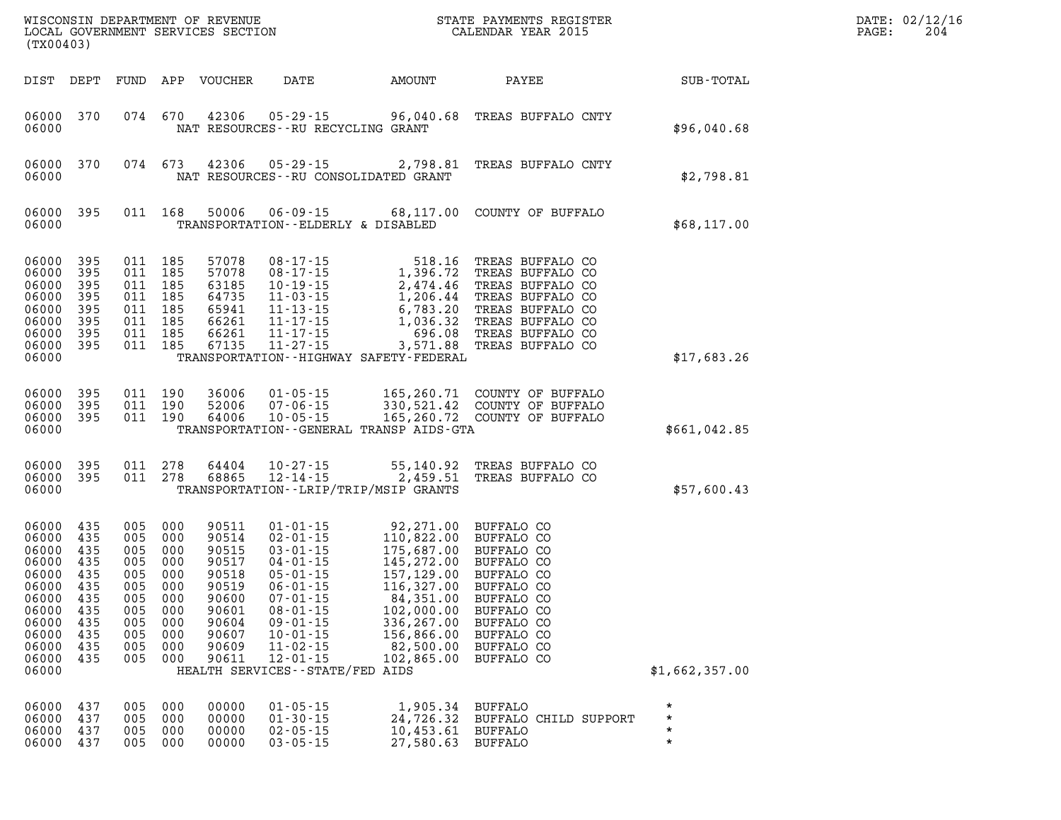WISCONSIN DEPARTMENT OF REVENUE
LOCAL GOVERNMENT SERVICES SECTION
(TX00403)

STATE PAYMENTS REGISTER
CALENDAR YEAR 2015

DATE: 02/12/16

| DIST | DEPT | FUND | APP | VOUCHER | DATE | AMOUNT | PAYEE | SUB-TOTAL |
|---|---|---|---|---|---|---|---|---|
| 06000 | 370 | 074 | 670 | 42306 | 05-29-15 | 96,040.68 | TREAS BUFFALO CNTY | |
| 06000 | | | | NAT RESOURCES--RU RECYCLING GRANT | | | | $96,040.68 |
| 06000 | 370 | 074 | 673 | 42306 | 05-29-15 | 2,798.81 | TREAS BUFFALO CNTY | |
| 06000 | | | | NAT RESOURCES--RU CONSOLIDATED GRANT | | | | $2,798.81 |
| 06000 | 395 | 011 | 168 | 50006 | 06-09-15 | 68,117.00 | COUNTY OF BUFFALO | |
| 06000 | | | | TRANSPORTATION--ELDERLY & DISABLED | | | | $68,117.00 |
| 06000 | 395 | 011 | 185 | 57078 | 08-17-15 | 518.16 | TREAS BUFFALO CO | |
| 06000 | 395 | 011 | 185 | 57078 | 08-17-15 | 1,396.72 | TREAS BUFFALO CO | |
| 06000 | 395 | 011 | 185 | 63185 | 10-19-15 | 2,474.46 | TREAS BUFFALO CO | |
| 06000 | 395 | 011 | 185 | 64735 | 11-03-15 | 1,206.44 | TREAS BUFFALO CO | |
| 06000 | 395 | 011 | 185 | 65941 | 11-13-15 | 6,783.20 | TREAS BUFFALO CO | |
| 06000 | 395 | 011 | 185 | 66261 | 11-17-15 | 1,036.32 | TREAS BUFFALO CO | |
| 06000 | 395 | 011 | 185 | 66261 | 11-17-15 | 696.08 | TREAS BUFFALO CO | |
| 06000 | 395 | 011 | 185 | 67135 | 11-27-15 | 3,571.88 | TREAS BUFFALO CO | |
| 06000 | | | | TRANSPORTATION--HIGHWAY SAFETY-FEDERAL | | | | $17,683.26 |
| 06000 | 395 | 011 | 190 | 36006 | 01-05-15 | 165,260.71 | COUNTY OF BUFFALO | |
| 06000 | 395 | 011 | 190 | 52006 | 07-06-15 | 330,521.42 | COUNTY OF BUFFALO | |
| 06000 | 395 | 011 | 190 | 64006 | 10-05-15 | 165,260.72 | COUNTY OF BUFFALO | |
| 06000 | | | | TRANSPORTATION--GENERAL TRANSP AIDS-GTA | | | | $661,042.85 |
| 06000 | 395 | 011 | 278 | 64404 | 10-27-15 | 55,140.92 | TREAS BUFFALO CO | |
| 06000 | 395 | 011 | 278 | 68865 | 12-14-15 | 2,459.51 | TREAS BUFFALO CO | |
| 06000 | | | | TRANSPORTATION--LRIP/TRIP/MSIP GRANTS | | | | $57,600.43 |
| 06000 | 435 | 005 | 000 | 90511 | 01-01-15 | 92,271.00 | BUFFALO CO | |
| 06000 | 435 | 005 | 000 | 90514 | 02-01-15 | 110,822.00 | BUFFALO CO | |
| 06000 | 435 | 005 | 000 | 90515 | 03-01-15 | 175,687.00 | BUFFALO CO | |
| 06000 | 435 | 005 | 000 | 90517 | 04-01-15 | 145,272.00 | BUFFALO CO | |
| 06000 | 435 | 005 | 000 | 90518 | 05-01-15 | 157,129.00 | BUFFALO CO | |
| 06000 | 435 | 005 | 000 | 90519 | 06-01-15 | 116,327.00 | BUFFALO CO | |
| 06000 | 435 | 005 | 000 | 90600 | 07-01-15 | 84,351.00 | BUFFALO CO | |
| 06000 | 435 | 005 | 000 | 90601 | 08-01-15 | 102,000.00 | BUFFALO CO | |
| 06000 | 435 | 005 | 000 | 90604 | 09-01-15 | 336,267.00 | BUFFALO CO | |
| 06000 | 435 | 005 | 000 | 90607 | 10-01-15 | 156,866.00 | BUFFALO CO | |
| 06000 | 435 | 005 | 000 | 90609 | 11-02-15 | 82,500.00 | BUFFALO CO | |
| 06000 | 435 | 005 | 000 | 90611 | 12-01-15 | 102,865.00 | BUFFALO CO | |
| 06000 | | | | HEALTH SERVICES--STATE/FED AIDS | | | | $1,662,357.00 |
| 06000 | 437 | 005 | 000 | 00000 | 01-05-15 | 1,905.34 | BUFFALO | * |
| 06000 | 437 | 005 | 000 | 00000 | 01-30-15 | 24,726.32 | BUFFALO CHILD SUPPORT | * |
| 06000 | 437 | 005 | 000 | 00000 | 02-05-15 | 10,453.61 | BUFFALO | * |
| 06000 | 437 | 005 | 000 | 00000 | 03-05-15 | 27,580.63 | BUFFALO | * |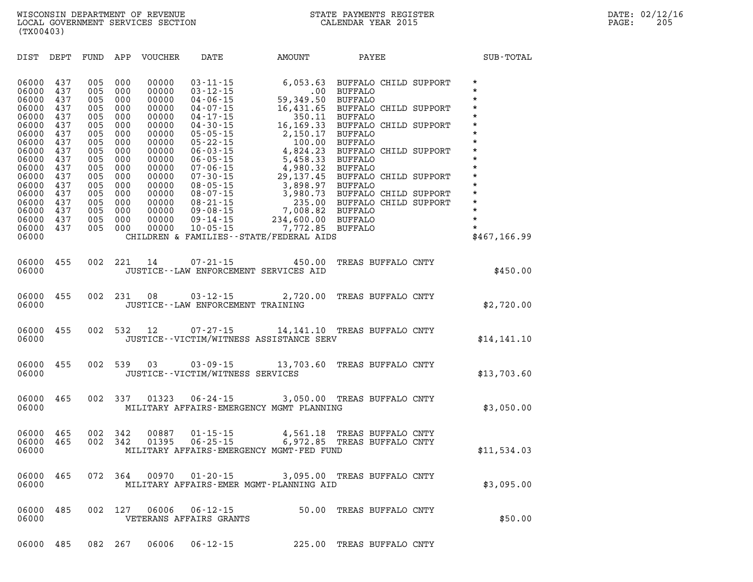WISCONSIN DEPARTMENT OF REVENUE
LOCAL GOVERNMENT SERVICES SECTION
(TX00403)

STATE PAYMENTS REGISTER
CALENDAR YEAR 2015

DATE: 02/12/16
PAGE: 205

| DIST | DEPT | FUND | APP | VOUCHER | DATE | AMOUNT | PAYEE | SUB-TOTAL |
|---|---|---|---|---|---|---|---|---|
| 06000 | 437 | 005 | 000 | 00000 | 03-11-15 | 6,053.63 | BUFFALO CHILD SUPPORT | * |
| 06000 | 437 | 005 | 000 | 00000 | 03-12-15 | .00 | BUFFALO | * |
| 06000 | 437 | 005 | 000 | 00000 | 04-06-15 | 59,349.50 | BUFFALO | * |
| 06000 | 437 | 005 | 000 | 00000 | 04-07-15 | 16,431.65 | BUFFALO CHILD SUPPORT | * |
| 06000 | 437 | 005 | 000 | 00000 | 04-17-15 | 350.11 | BUFFALO | * |
| 06000 | 437 | 005 | 000 | 00000 | 04-30-15 | 16,169.33 | BUFFALO CHILD SUPPORT | * |
| 06000 | 437 | 005 | 000 | 00000 | 05-05-15 | 2,150.17 | BUFFALO | * |
| 06000 | 437 | 005 | 000 | 00000 | 05-22-15 | 100.00 | BUFFALO | * |
| 06000 | 437 | 005 | 000 | 00000 | 06-03-15 | 4,824.23 | BUFFALO CHILD SUPPORT | * |
| 06000 | 437 | 005 | 000 | 00000 | 06-05-15 | 5,458.33 | BUFFALO | * |
| 06000 | 437 | 005 | 000 | 00000 | 07-06-15 | 4,980.32 | BUFFALO | * |
| 06000 | 437 | 005 | 000 | 00000 | 07-30-15 | 29,137.45 | BUFFALO CHILD SUPPORT | * |
| 06000 | 437 | 005 | 000 | 00000 | 08-05-15 | 3,898.97 | BUFFALO | * |
| 06000 | 437 | 005 | 000 | 00000 | 08-07-15 | 3,980.73 | BUFFALO CHILD SUPPORT | * |
| 06000 | 437 | 005 | 000 | 00000 | 08-21-15 | 235.00 | BUFFALO CHILD SUPPORT | * |
| 06000 | 437 | 005 | 000 | 00000 | 09-08-15 | 7,008.82 | BUFFALO | * |
| 06000 | 437 | 005 | 000 | 00000 | 09-14-15 | 234,600.00 | BUFFALO | * |
| 06000 | 437 | 005 | 000 | 00000 | 10-05-15 | 7,772.85 | BUFFALO | * |
| 06000 | | | | | CHILDREN & FAMILIES--STATE/FEDERAL AIDS | | | $467,166.99 |
| 06000 | 455 | 002 | 221 | 14 | 07-21-15 | 450.00 | TREAS BUFFALO CNTY | |
| 06000 | | | | | JUSTICE--LAW ENFORCEMENT SERVICES AID | | | $450.00 |
| 06000 | 455 | 002 | 231 | 08 | 03-12-15 | 2,720.00 | TREAS BUFFALO CNTY | |
| 06000 | | | | | JUSTICE--LAW ENFORCEMENT TRAINING | | | $2,720.00 |
| 06000 | 455 | 002 | 532 | 12 | 07-27-15 | 14,141.10 | TREAS BUFFALO CNTY | |
| 06000 | | | | | JUSTICE--VICTIM/WITNESS ASSISTANCE SERV | | | $14,141.10 |
| 06000 | 455 | 002 | 539 | 03 | 03-09-15 | 13,703.60 | TREAS BUFFALO CNTY | |
| 06000 | | | | | JUSTICE--VICTIM/WITNESS SERVICES | | | $13,703.60 |
| 06000 | 465 | 002 | 337 | 01323 | 06-24-15 | 3,050.00 | TREAS BUFFALO CNTY | |
| 06000 | | | | | MILITARY AFFAIRS-EMERGENCY MGMT PLANNING | | | $3,050.00 |
| 06000 | 465 | 002 | 342 | 00887 | 01-15-15 | 4,561.18 | TREAS BUFFALO CNTY | |
| 06000 | 465 | 002 | 342 | 01395 | 06-25-15 | 6,972.85 | TREAS BUFFALO CNTY | |
| 06000 | | | | | MILITARY AFFAIRS-EMERGENCY MGMT-FED FUND | | | $11,534.03 |
| 06000 | 465 | 072 | 364 | 00970 | 01-20-15 | 3,095.00 | TREAS BUFFALO CNTY | |
| 06000 | | | | | MILITARY AFFAIRS-EMER MGMT-PLANNING AID | | | $3,095.00 |
| 06000 | 485 | 002 | 127 | 06006 | 06-12-15 | 50.00 | TREAS BUFFALO CNTY | |
| 06000 | | | | | VETERANS AFFAIRS GRANTS | | | $50.00 |
| 06000 | 485 | 082 | 267 | 06006 | 06-12-15 | 225.00 | TREAS BUFFALO CNTY | |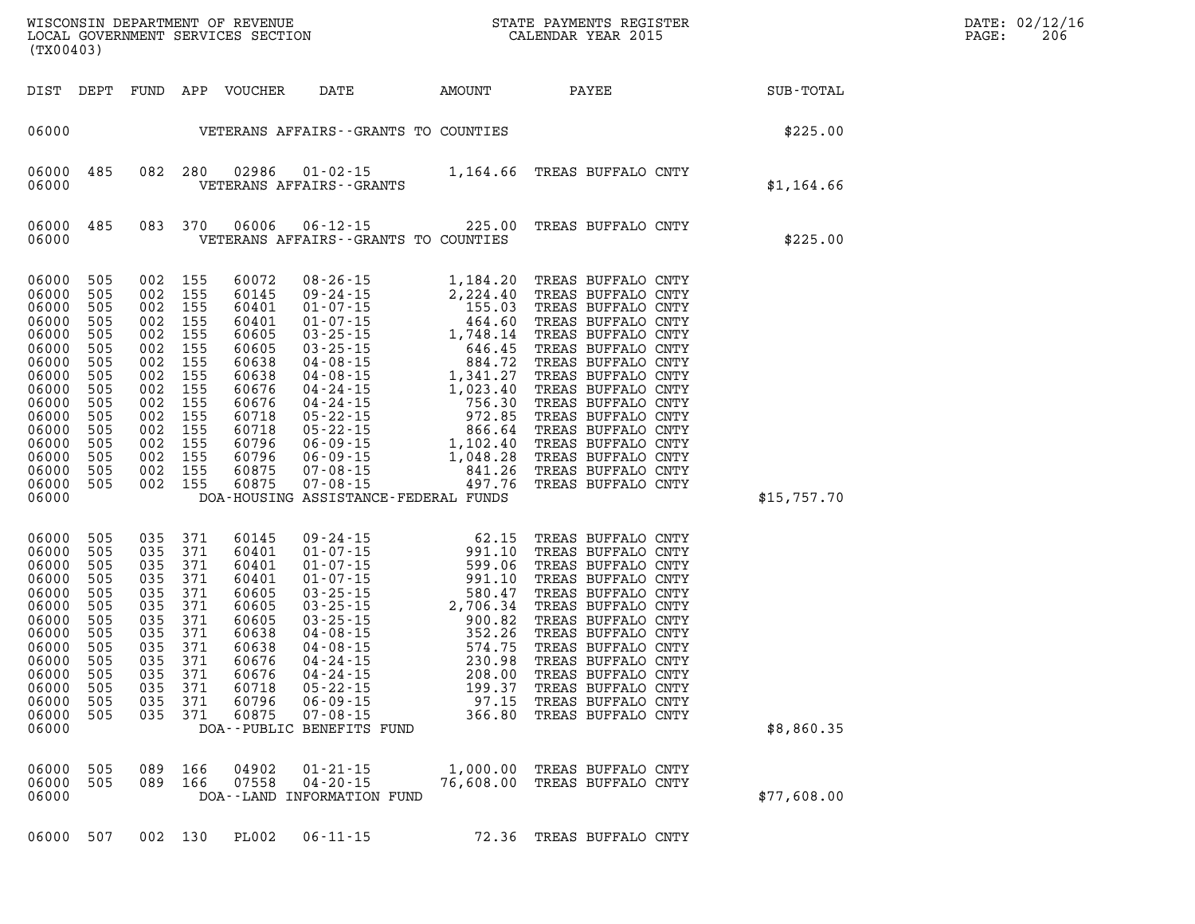WISCONSIN DEPARTMENT OF REVENUE
LOCAL GOVERNMENT SERVICES SECTION
(TX00403)

STATE PAYMENTS REGISTER
CALENDAR YEAR 2015

DATE: 02/12/16
PAGE: 206

| DIST | DEPT | FUND | APP | VOUCHER | DATE | AMOUNT | PAYEE | SUB-TOTAL |
|---|---|---|---|---|---|---|---|---|
| 06000 | | | | | VETERANS AFFAIRS--GRANTS TO COUNTIES | | | $225.00 |
| 06000 | 485 | 082 | 280 | 02986 | 01-02-15 | 1,164.66 | TREAS BUFFALO CNTY | |
| 06000 | | | | | VETERANS AFFAIRS--GRANTS | | | $1,164.66 |
| 06000 | 485 | 083 | 370 | 06006 | 06-12-15 | 225.00 | TREAS BUFFALO CNTY | |
| 06000 | | | | | VETERANS AFFAIRS--GRANTS TO COUNTIES | | | $225.00 |
| 06000 | 505 | 002 | 155 | 60072 | 08-26-15 | 1,184.20 | TREAS BUFFALO CNTY | |
| 06000 | 505 | 002 | 155 | 60145 | 09-24-15 | 2,224.40 | TREAS BUFFALO CNTY | |
| 06000 | 505 | 002 | 155 | 60401 | 01-07-15 | 155.03 | TREAS BUFFALO CNTY | |
| 06000 | 505 | 002 | 155 | 60401 | 01-07-15 | 464.60 | TREAS BUFFALO CNTY | |
| 06000 | 505 | 002 | 155 | 60605 | 03-25-15 | 1,748.14 | TREAS BUFFALO CNTY | |
| 06000 | 505 | 002 | 155 | 60605 | 03-25-15 | 646.45 | TREAS BUFFALO CNTY | |
| 06000 | 505 | 002 | 155 | 60638 | 04-08-15 | 884.72 | TREAS BUFFALO CNTY | |
| 06000 | 505 | 002 | 155 | 60638 | 04-08-15 | 1,341.27 | TREAS BUFFALO CNTY | |
| 06000 | 505 | 002 | 155 | 60676 | 04-24-15 | 1,023.40 | TREAS BUFFALO CNTY | |
| 06000 | 505 | 002 | 155 | 60676 | 04-24-15 | 756.30 | TREAS BUFFALO CNTY | |
| 06000 | 505 | 002 | 155 | 60718 | 05-22-15 | 972.85 | TREAS BUFFALO CNTY | |
| 06000 | 505 | 002 | 155 | 60718 | 05-22-15 | 866.64 | TREAS BUFFALO CNTY | |
| 06000 | 505 | 002 | 155 | 60796 | 06-09-15 | 1,102.40 | TREAS BUFFALO CNTY | |
| 06000 | 505 | 002 | 155 | 60796 | 06-09-15 | 1,048.28 | TREAS BUFFALO CNTY | |
| 06000 | 505 | 002 | 155 | 60875 | 07-08-15 | 841.26 | TREAS BUFFALO CNTY | |
| 06000 | 505 | 002 | 155 | 60875 | 07-08-15 | 497.76 | TREAS BUFFALO CNTY | |
| 06000 | | | | | DOA-HOUSING ASSISTANCE-FEDERAL FUNDS | | | $15,757.70 |
| 06000 | 505 | 035 | 371 | 60145 | 09-24-15 | 62.15 | TREAS BUFFALO CNTY | |
| 06000 | 505 | 035 | 371 | 60401 | 01-07-15 | 991.10 | TREAS BUFFALO CNTY | |
| 06000 | 505 | 035 | 371 | 60401 | 01-07-15 | 599.06 | TREAS BUFFALO CNTY | |
| 06000 | 505 | 035 | 371 | 60401 | 01-07-15 | 991.10 | TREAS BUFFALO CNTY | |
| 06000 | 505 | 035 | 371 | 60605 | 03-25-15 | 580.47 | TREAS BUFFALO CNTY | |
| 06000 | 505 | 035 | 371 | 60605 | 03-25-15 | 2,706.34 | TREAS BUFFALO CNTY | |
| 06000 | 505 | 035 | 371 | 60605 | 03-25-15 | 900.82 | TREAS BUFFALO CNTY | |
| 06000 | 505 | 035 | 371 | 60638 | 04-08-15 | 352.26 | TREAS BUFFALO CNTY | |
| 06000 | 505 | 035 | 371 | 60638 | 04-08-15 | 574.75 | TREAS BUFFALO CNTY | |
| 06000 | 505 | 035 | 371 | 60676 | 04-24-15 | 230.98 | TREAS BUFFALO CNTY | |
| 06000 | 505 | 035 | 371 | 60676 | 04-24-15 | 208.00 | TREAS BUFFALO CNTY | |
| 06000 | 505 | 035 | 371 | 60718 | 05-22-15 | 199.37 | TREAS BUFFALO CNTY | |
| 06000 | 505 | 035 | 371 | 60796 | 06-09-15 | 97.15 | TREAS BUFFALO CNTY | |
| 06000 | 505 | 035 | 371 | 60875 | 07-08-15 | 366.80 | TREAS BUFFALO CNTY | |
| 06000 | | | | | DOA--PUBLIC BENEFITS FUND | | | $8,860.35 |
| 06000 | 505 | 089 | 166 | 04902 | 01-21-15 | 1,000.00 | TREAS BUFFALO CNTY | |
| 06000 | 505 | 089 | 166 | 07558 | 04-20-15 | 76,608.00 | TREAS BUFFALO CNTY | |
| 06000 | | | | | DOA--LAND INFORMATION FUND | | | $77,608.00 |
| 06000 | 507 | 002 | 130 | PL002 | 06-11-15 | 72.36 | TREAS BUFFALO CNTY | |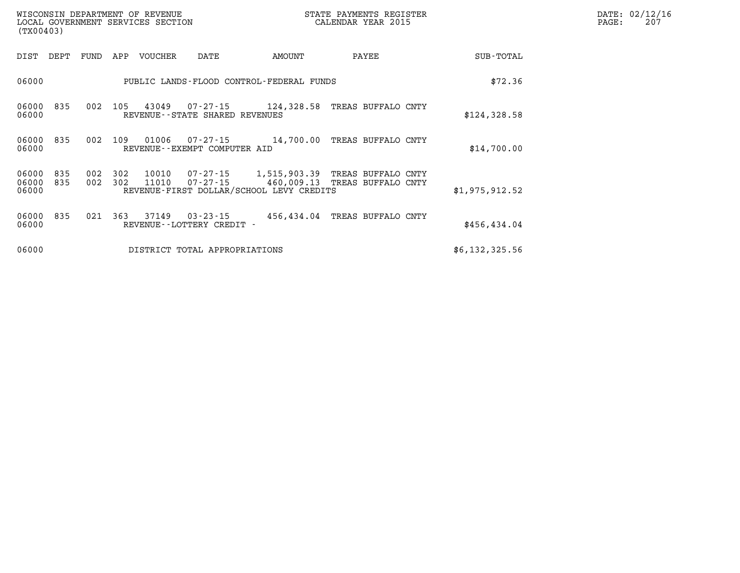WISCONSIN DEPARTMENT OF REVENUE
LOCAL GOVERNMENT SERVICES SECTION
(TX00403)

STATE PAYMENTS REGISTER
CALENDAR YEAR 2015

DATE: 02/12/16
PAGE: 207

| DIST | DEPT | FUND | APP | VOUCHER | DATE | AMOUNT | PAYEE | SUB-TOTAL |
|---|---|---|---|---|---|---|---|---|
| 06000 | | | | PUBLIC LANDS-FLOOD CONTROL-FEDERAL FUNDS | | | | $72.36 |
| 06000 | 835 | 002 | 105 | 43049 | 07-27-15 | 124,328.58 | TREAS BUFFALO CNTY | |
| 06000 | | | | REVENUE--STATE SHARED REVENUES | | | | $124,328.58 |
| 06000 | 835 | 002 | 109 | 01006 | 07-27-15 | 14,700.00 | TREAS BUFFALO CNTY | |
| 06000 | | | | REVENUE--EXEMPT COMPUTER AID | | | | $14,700.00 |
| 06000 | 835 | 002 | 302 | 10010 | 07-27-15 | 1,515,903.39 | TREAS BUFFALO CNTY | |
| 06000 | 835 | 002 | 302 | 11010 | 07-27-15 | 460,009.13 | TREAS BUFFALO CNTY | |
| 06000 | | | | REVENUE-FIRST DOLLAR/SCHOOL LEVY CREDITS | | | | $1,975,912.52 |
| 06000 | 835 | 021 | 363 | 37149 | 03-23-15 | 456,434.04 | TREAS BUFFALO CNTY | |
| 06000 | | | | REVENUE--LOTTERY CREDIT - | | | | $456,434.04 |
| 06000 | | | | DISTRICT TOTAL APPROPRIATIONS | | | | $6,132,325.56 |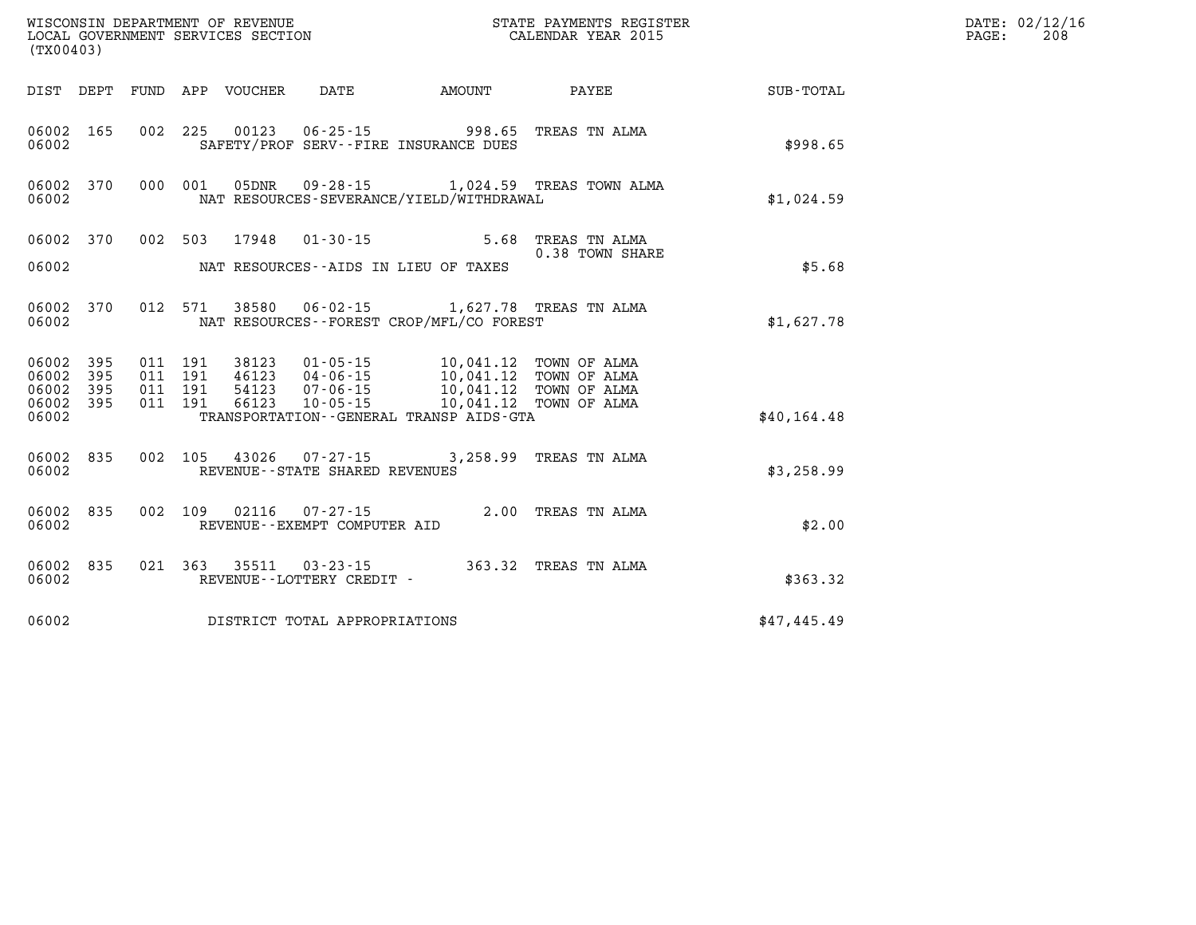WISCONSIN DEPARTMENT OF REVENUE
LOCAL GOVERNMENT SERVICES SECTION
(TX00403)

STATE PAYMENTS REGISTER
CALENDAR YEAR 2015

DATE: 02/12/16
PAGE: 208

| DIST | DEPT | FUND | APP | VOUCHER | DATE | AMOUNT | PAYEE | SUB-TOTAL |
|---|---|---|---|---|---|---|---|---|
| 06002 | 165 | 002 | 225 | 00123 | 06-25-15 | 998.65 | TREAS TN ALMA | |
| 06002 | | | | SAFETY/PROF SERV--FIRE INSURANCE DUES | | | | $998.65 |
| 06002 | 370 | 000 | 001 | 05DNR | 09-28-15 | 1,024.59 | TREAS TOWN ALMA | |
| 06002 | | | | NAT RESOURCES-SEVERANCE/YIELD/WITHDRAWAL | | | | $1,024.59 |
| 06002 | 370 | 002 | 503 | 17948 | 01-30-15 | 5.68 | TREAS TN ALMA<br>0.38 TOWN SHARE | |
| 06002 | | | | NAT RESOURCES--AIDS IN LIEU OF TAXES | | | | $5.68 |
| 06002 | 370 | 012 | 571 | 38580 | 06-02-15 | 1,627.78 | TREAS TN ALMA | |
| 06002 | | | | NAT RESOURCES--FOREST CROP/MFL/CO FOREST | | | | $1,627.78 |
| 06002 | 395 | 011 | 191 | 38123 | 01-05-15 | 10,041.12 | TOWN OF ALMA | |
| 06002 | 395 | 011 | 191 | 46123 | 04-06-15 | 10,041.12 | TOWN OF ALMA | |
| 06002 | 395 | 011 | 191 | 54123 | 07-06-15 | 10,041.12 | TOWN OF ALMA | |
| 06002 | 395 | 011 | 191 | 66123 | 10-05-15 | 10,041.12 | TOWN OF ALMA | |
| 06002 | | | | TRANSPORTATION--GENERAL TRANSP AIDS-GTA | | | | $40,164.48 |
| 06002 | 835 | 002 | 105 | 43026 | 07-27-15 | 3,258.99 | TREAS TN ALMA | |
| 06002 | | | | REVENUE--STATE SHARED REVENUES | | | | $3,258.99 |
| 06002 | 835 | 002 | 109 | 02116 | 07-27-15 | 2.00 | TREAS TN ALMA | |
| 06002 | | | | REVENUE--EXEMPT COMPUTER AID | | | | $2.00 |
| 06002 | 835 | 021 | 363 | 35511 | 03-23-15 | 363.32 | TREAS TN ALMA | |
| 06002 | | | | REVENUE--LOTTERY CREDIT - | | | | $363.32 |
| 06002 | | | | DISTRICT TOTAL APPROPRIATIONS | | | | $47,445.49 |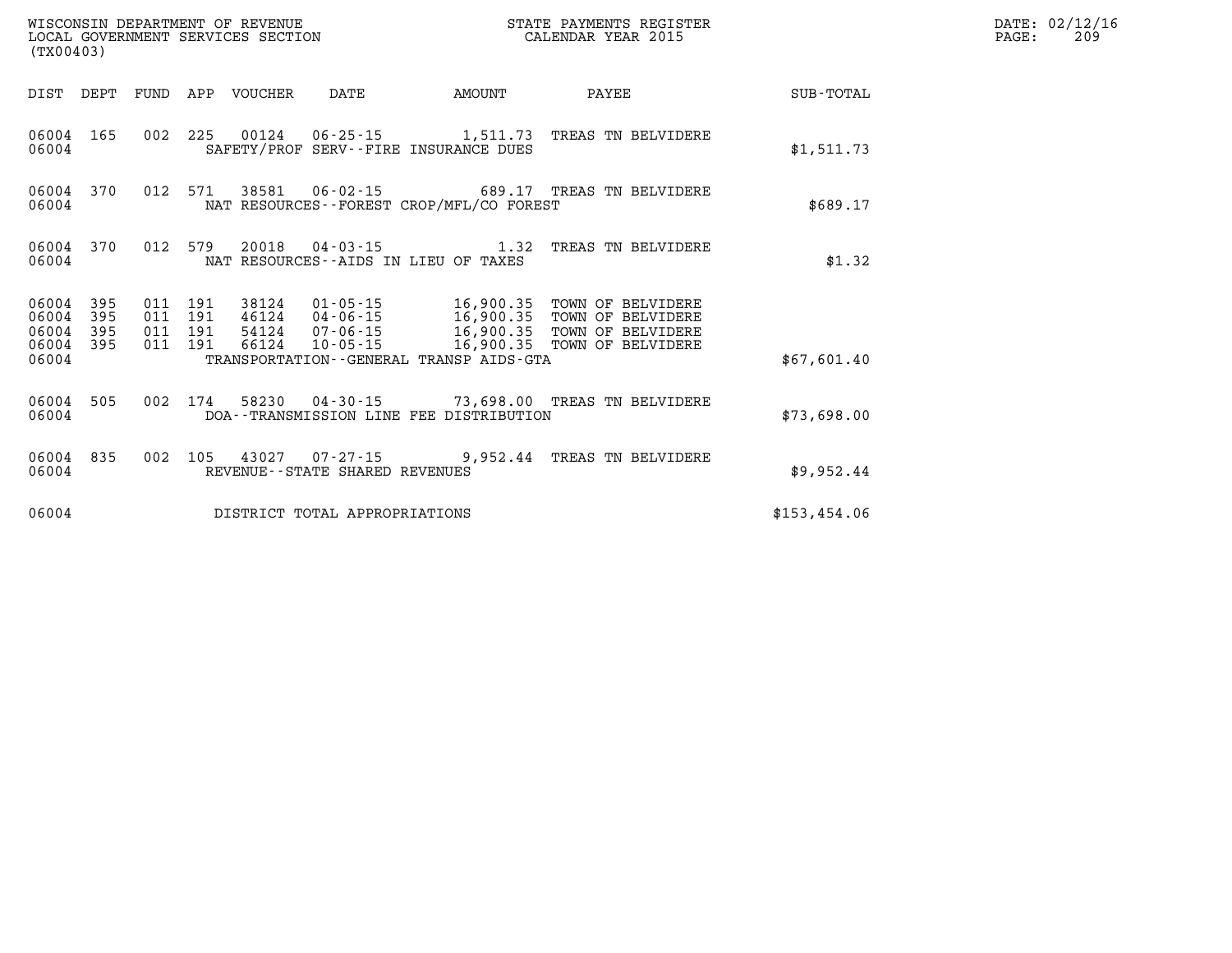WISCONSIN DEPARTMENT OF REVENUE
LOCAL GOVERNMENT SERVICES SECTION
(TX00403)

STATE PAYMENTS REGISTER
CALENDAR YEAR 2015

DATE: 02/12/16

| DIST | DEPT | FUND | APP | VOUCHER | DATE | AMOUNT | PAYEE | SUB-TOTAL |
|---|---|---|---|---|---|---|---|---|
| 06004 | 165 | 002 | 225 | 00124 | 06-25-15 | 1,511.73 | TREAS TN BELVIDERE | |
| 06004 | | | | | SAFETY/PROF SERV--FIRE INSURANCE DUES | | | $1,511.73 |
| 06004 | 370 | 012 | 571 | 38581 | 06-02-15 | 689.17 | TREAS TN BELVIDERE | |
| 06004 | | | | | NAT RESOURCES--FOREST CROP/MFL/CO FOREST | | | $689.17 |
| 06004 | 370 | 012 | 579 | 20018 | 04-03-15 | 1.32 | TREAS TN BELVIDERE | |
| 06004 | | | | | NAT RESOURCES--AIDS IN LIEU OF TAXES | | | $1.32 |
| 06004 | 395 | 011 | 191 | 38124 | 01-05-15 | 16,900.35 | TOWN OF BELVIDERE | |
| 06004 | 395 | 011 | 191 | 46124 | 04-06-15 | 16,900.35 | TOWN OF BELVIDERE | |
| 06004 | 395 | 011 | 191 | 54124 | 07-06-15 | 16,900.35 | TOWN OF BELVIDERE | |
| 06004 | 395 | 011 | 191 | 66124 | 10-05-15 | 16,900.35 | TOWN OF BELVIDERE | |
| 06004 | | | | | TRANSPORTATION--GENERAL TRANSP AIDS-GTA | | | $67,601.40 |
| 06004 | 505 | 002 | 174 | 58230 | 04-30-15 | 73,698.00 | TREAS TN BELVIDERE | |
| 06004 | | | | | DOA--TRANSMISSION LINE FEE DISTRIBUTION | | | $73,698.00 |
| 06004 | 835 | 002 | 105 | 43027 | 07-27-15 | 9,952.44 | TREAS TN BELVIDERE | |
| 06004 | | | | | REVENUE--STATE SHARED REVENUES | | | $9,952.44 |
| 06004 | | | | | DISTRICT TOTAL APPROPRIATIONS | | | $153,454.06 |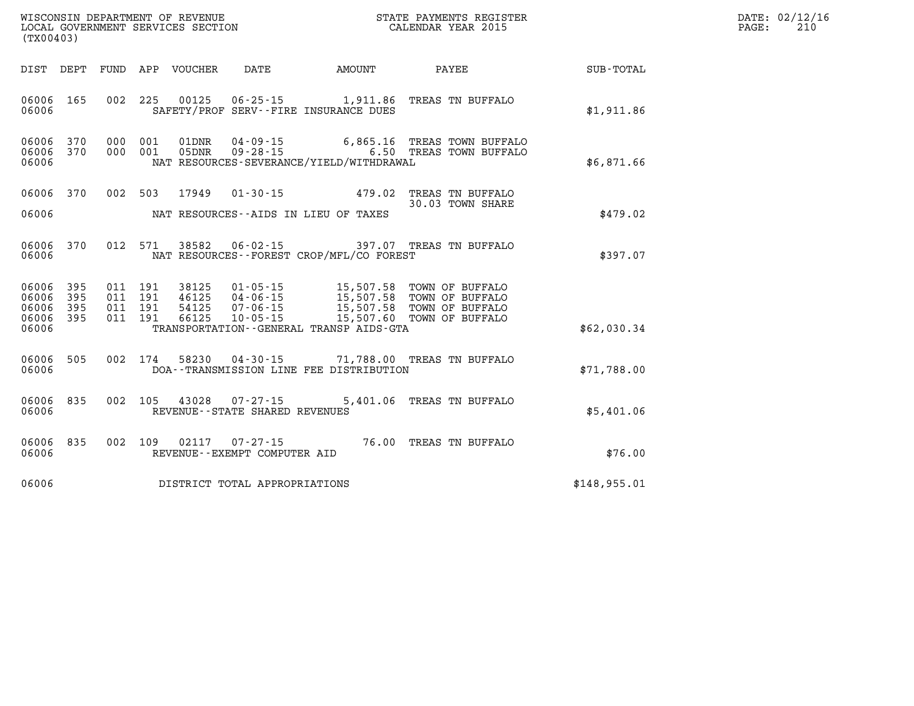WISCONSIN DEPARTMENT OF REVENUE
LOCAL GOVERNMENT SERVICES SECTION
(TX00403)

STATE PAYMENTS REGISTER
CALENDAR YEAR 2015

DATE: 02/12/16
PAGE: 210

| DIST | DEPT | FUND | APP | VOUCHER | DATE | AMOUNT | PAYEE | SUB-TOTAL |
|---|---|---|---|---|---|---|---|---|
| 06006 | 165 | 002 | 225 | 00125 | 06-25-15 | 1,911.86 | TREAS TN BUFFALO | |
| 06006 | | | | | SAFETY/PROF SERV--FIRE INSURANCE DUES | | | $1,911.86 |
| 06006 | 370 | 000 | 001 | 01DNR | 04-09-15 | 6,865.16 | TREAS TOWN BUFFALO | |
| 06006 | 370 | 000 | 001 | 05DNR | 09-28-15 | 6.50 | TREAS TOWN BUFFALO | |
| 06006 | | | | | NAT RESOURCES-SEVERANCE/YIELD/WITHDRAWAL | | | $6,871.66 |
| 06006 | 370 | 002 | 503 | 17949 | 01-30-15 | 479.02 | TREAS TN BUFFALO | |
| | | | | | | | 30.03 TOWN SHARE | |
| 06006 | | | | | NAT RESOURCES--AIDS IN LIEU OF TAXES | | | $479.02 |
| 06006 | 370 | 012 | 571 | 38582 | 06-02-15 | 397.07 | TREAS TN BUFFALO | |
| 06006 | | | | | NAT RESOURCES--FOREST CROP/MFL/CO FOREST | | | $397.07 |
| 06006 | 395 | 011 | 191 | 38125 | 01-05-15 | 15,507.58 | TOWN OF BUFFALO | |
| 06006 | 395 | 011 | 191 | 46125 | 04-06-15 | 15,507.58 | TOWN OF BUFFALO | |
| 06006 | 395 | 011 | 191 | 54125 | 07-06-15 | 15,507.58 | TOWN OF BUFFALO | |
| 06006 | 395 | 011 | 191 | 66125 | 10-05-15 | 15,507.60 | TOWN OF BUFFALO | |
| 06006 | | | | | TRANSPORTATION--GENERAL TRANSP AIDS-GTA | | | $62,030.34 |
| 06006 | 505 | 002 | 174 | 58230 | 04-30-15 | 71,788.00 | TREAS TN BUFFALO | |
| 06006 | | | | | DOA--TRANSMISSION LINE FEE DISTRIBUTION | | | $71,788.00 |
| 06006 | 835 | 002 | 105 | 43028 | 07-27-15 | 5,401.06 | TREAS TN BUFFALO | |
| 06006 | | | | | REVENUE--STATE SHARED REVENUES | | | $5,401.06 |
| 06006 | 835 | 002 | 109 | 02117 | 07-27-15 | 76.00 | TREAS TN BUFFALO | |
| 06006 | | | | | REVENUE--EXEMPT COMPUTER AID | | | $76.00 |
| 06006 | | | | | DISTRICT TOTAL APPROPRIATIONS | | | $148,955.01 |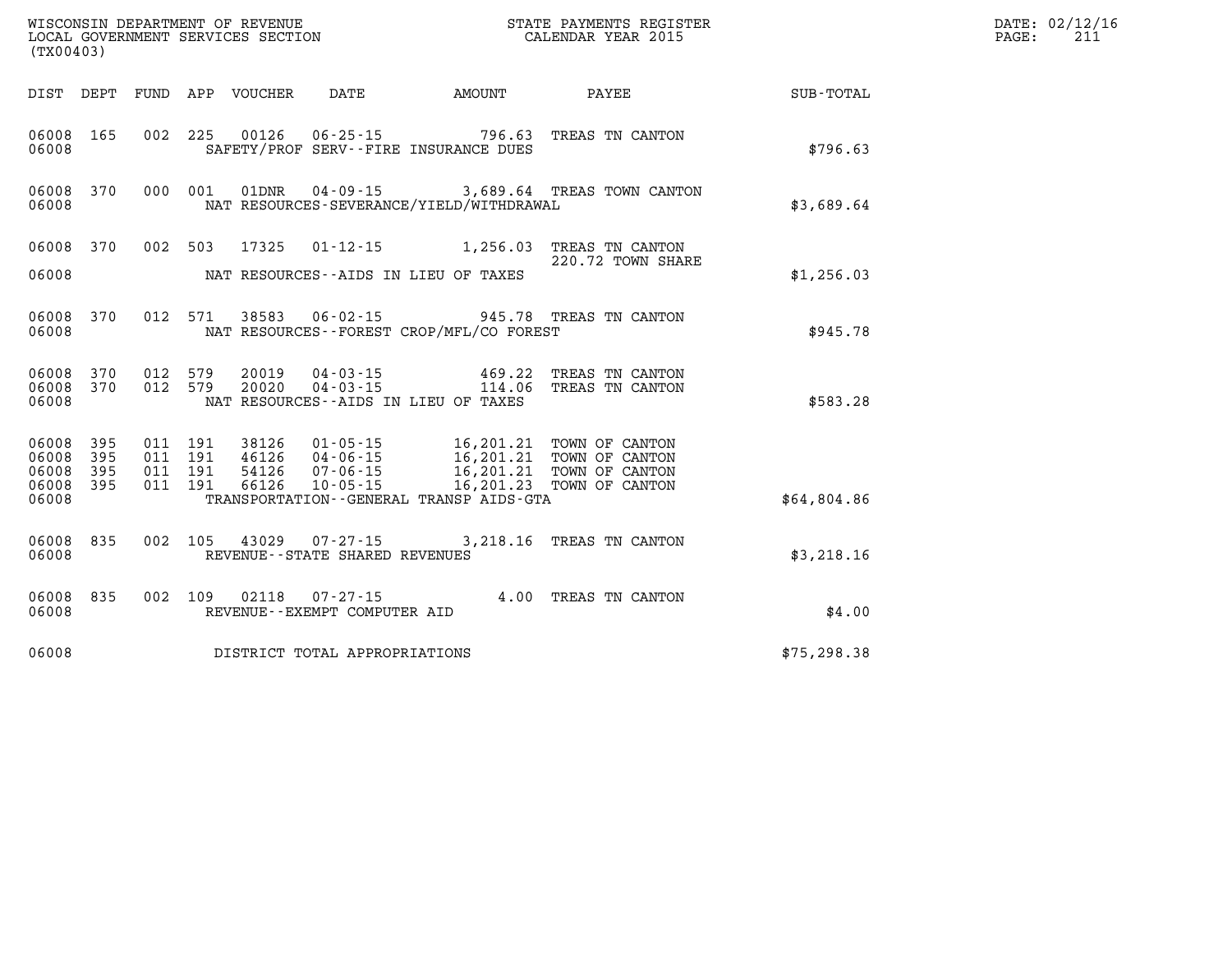WISCONSIN DEPARTMENT OF REVENUE
LOCAL GOVERNMENT SERVICES SECTION
(TX00403)

STATE PAYMENTS REGISTER
CALENDAR YEAR 2015

DATE: 02/12/16

| DIST | DEPT | FUND | APP | VOUCHER | DATE | AMOUNT | PAYEE | SUB-TOTAL |
|---|---|---|---|---|---|---|---|---|
| 06008 | 165 | 002 | 225 | 00126 | 06-25-15 | 796.63 | TREAS TN CANTON | |
| 06008 | | | | | SAFETY/PROF SERV--FIRE INSURANCE DUES | | | $796.63 |
| 06008 | 370 | 000 | 001 | 01DNR | 04-09-15 | 3,689.64 | TREAS TOWN CANTON | |
| 06008 | | | | | NAT RESOURCES-SEVERANCE/YIELD/WITHDRAWAL | | | $3,689.64 |
| 06008 | 370 | 002 | 503 | 17325 | 01-12-15 | 1,256.03 | TREAS TN CANTON | |
| | | | | | | | 220.72 TOWN SHARE | |
| 06008 | | | | | NAT RESOURCES--AIDS IN LIEU OF TAXES | | | $1,256.03 |
| 06008 | 370 | 012 | 571 | 38583 | 06-02-15 | 945.78 | TREAS TN CANTON | |
| 06008 | | | | | NAT RESOURCES--FOREST CROP/MFL/CO FOREST | | | $945.78 |
| 06008 | 370 | 012 | 579 | 20019 | 04-03-15 | 469.22 | TREAS TN CANTON | |
| 06008 | 370 | 012 | 579 | 20020 | 04-03-15 | 114.06 | TREAS TN CANTON | |
| 06008 | | | | | NAT RESOURCES--AIDS IN LIEU OF TAXES | | | $583.28 |
| 06008 | 395 | 011 | 191 | 38126 | 01-05-15 | 16,201.21 | TOWN OF CANTON | |
| 06008 | 395 | 011 | 191 | 46126 | 04-06-15 | 16,201.21 | TOWN OF CANTON | |
| 06008 | 395 | 011 | 191 | 54126 | 07-06-15 | 16,201.21 | TOWN OF CANTON | |
| 06008 | 395 | 011 | 191 | 66126 | 10-05-15 | 16,201.23 | TOWN OF CANTON | |
| 06008 | | | | | TRANSPORTATION--GENERAL TRANSP AIDS-GTA | | | $64,804.86 |
| 06008 | 835 | 002 | 105 | 43029 | 07-27-15 | 3,218.16 | TREAS TN CANTON | |
| 06008 | | | | | REVENUE--STATE SHARED REVENUES | | | $3,218.16 |
| 06008 | 835 | 002 | 109 | 02118 | 07-27-15 | 4.00 | TREAS TN CANTON | |
| 06008 | | | | | REVENUE--EXEMPT COMPUTER AID | | | $4.00 |
| 06008 | | | | | DISTRICT TOTAL APPROPRIATIONS | | | $75,298.38 |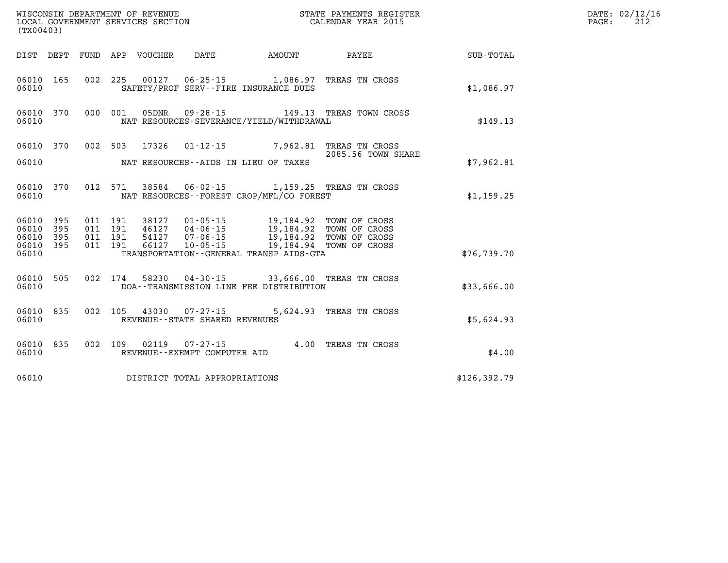WISCONSIN DEPARTMENT OF REVENUE
LOCAL GOVERNMENT SERVICES SECTION
(TX00403)

STATE PAYMENTS REGISTER
CALENDAR YEAR 2015

DATE: 02/12/16

| DIST | DEPT | FUND | APP | VOUCHER | DATE | AMOUNT | PAYEE | SUB-TOTAL |
|---|---|---|---|---|---|---|---|---|
| 06010 | 165 | 002 | 225 | 00127 | 06-25-15 | 1,086.97 | TREAS TN CROSS | |
| 06010 | | | | SAFETY/PROF SERV--FIRE INSURANCE DUES | | | | $1,086.97 |
| 06010 | 370 | 000 | 001 | 05DNR | 09-28-15 | 149.13 | TREAS TOWN CROSS | |
| 06010 | | | | NAT RESOURCES-SEVERANCE/YIELD/WITHDRAWAL | | | | $149.13 |
| 06010 | 370 | 002 | 503 | 17326 | 01-12-15 | 7,962.81 | TREAS TN CROSS 2085.56 TOWN SHARE | |
| 06010 | | | | NAT RESOURCES--AIDS IN LIEU OF TAXES | | | | $7,962.81 |
| 06010 | 370 | 012 | 571 | 38584 | 06-02-15 | 1,159.25 | TREAS TN CROSS | |
| 06010 | | | | NAT RESOURCES--FOREST CROP/MFL/CO FOREST | | | | $1,159.25 |
| 06010 | 395 | 011 | 191 | 38127 | 01-05-15 | 19,184.92 | TOWN OF CROSS | |
| 06010 | 395 | 011 | 191 | 46127 | 04-06-15 | 19,184.92 | TOWN OF CROSS | |
| 06010 | 395 | 011 | 191 | 54127 | 07-06-15 | 19,184.92 | TOWN OF CROSS | |
| 06010 | 395 | 011 | 191 | 66127 | 10-05-15 | 19,184.94 | TOWN OF CROSS | |
| 06010 | | | | TRANSPORTATION--GENERAL TRANSP AIDS-GTA | | | | $76,739.70 |
| 06010 | 505 | 002 | 174 | 58230 | 04-30-15 | 33,666.00 | TREAS TN CROSS | |
| 06010 | | | | DOA--TRANSMISSION LINE FEE DISTRIBUTION | | | | $33,666.00 |
| 06010 | 835 | 002 | 105 | 43030 | 07-27-15 | 5,624.93 | TREAS TN CROSS | |
| 06010 | | | | REVENUE--STATE SHARED REVENUES | | | | $5,624.93 |
| 06010 | 835 | 002 | 109 | 02119 | 07-27-15 | 4.00 | TREAS TN CROSS | |
| 06010 | | | | REVENUE--EXEMPT COMPUTER AID | | | | $4.00 |
| 06010 | | | | DISTRICT TOTAL APPROPRIATIONS | | | | $126,392.79 |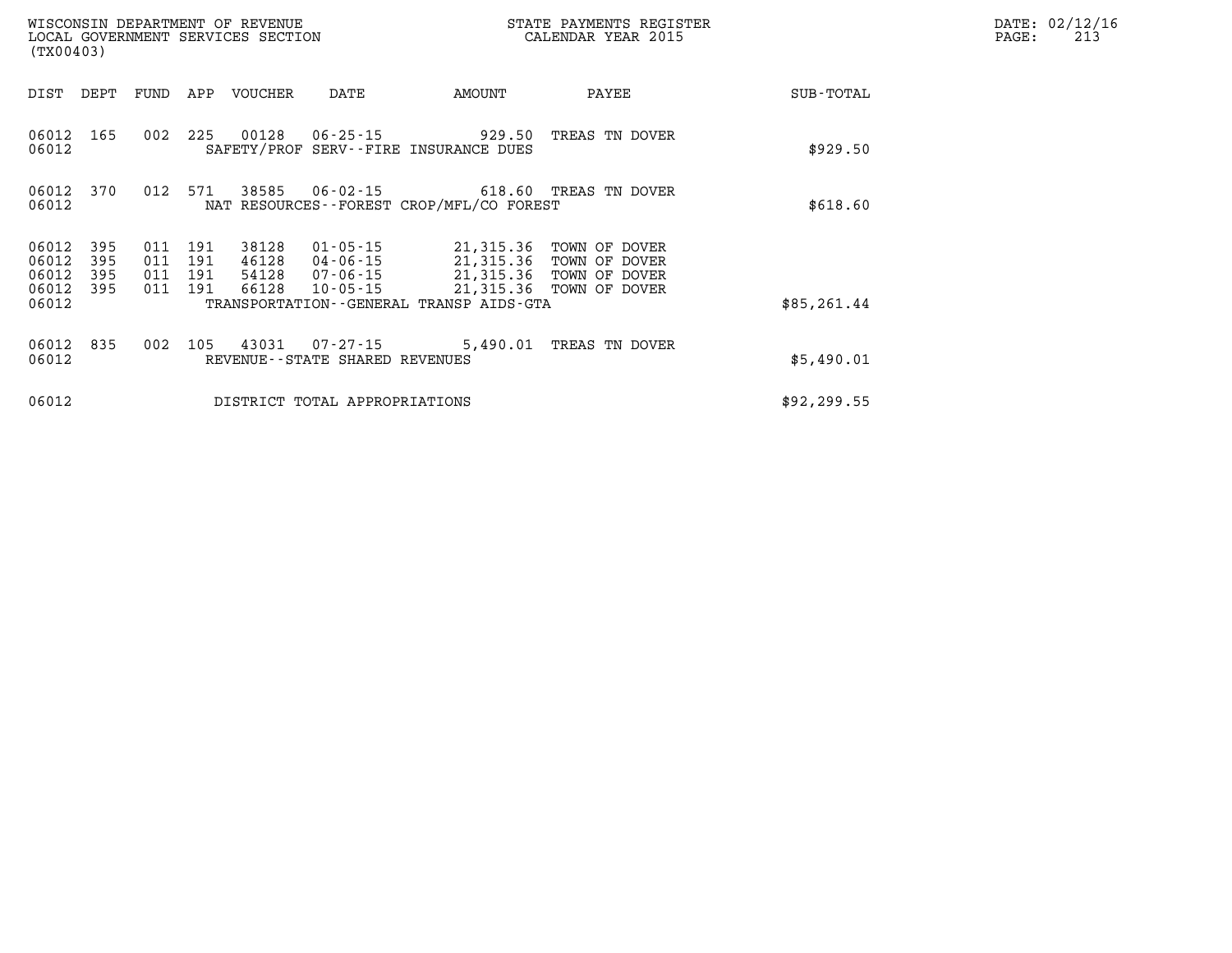WISCONSIN DEPARTMENT OF REVENUE
LOCAL GOVERNMENT SERVICES SECTION
(TX00403)

STATE PAYMENTS REGISTER
CALENDAR YEAR 2015

DATE: 02/12/16

| DIST | DEPT | FUND | APP | VOUCHER | DATE | AMOUNT | PAYEE | SUB-TOTAL |
|---|---|---|---|---|---|---|---|---|
| 06012 | 165 | 002 | 225 | 00128 | 06-25-15 | 929.50 | TREAS TN DOVER | |
| 06012 | | | | SAFETY/PROF SERV--FIRE INSURANCE DUES | | | | $929.50 |
| 06012 | 370 | 012 | 571 | 38585 | 06-02-15 | 618.60 | TREAS TN DOVER | |
| 06012 | | | | NAT RESOURCES--FOREST CROP/MFL/CO FOREST | | | | $618.60 |
| 06012 | 395 | 011 | 191 | 38128 | 01-05-15 | 21,315.36 | TOWN OF DOVER | |
| 06012 | 395 | 011 | 191 | 46128 | 04-06-15 | 21,315.36 | TOWN OF DOVER | |
| 06012 | 395 | 011 | 191 | 54128 | 07-06-15 | 21,315.36 | TOWN OF DOVER | |
| 06012 | 395 | 011 | 191 | 66128 | 10-05-15 | 21,315.36 | TOWN OF DOVER | |
| 06012 | | | | TRANSPORTATION--GENERAL TRANSP AIDS-GTA | | | | $85,261.44 |
| 06012 | 835 | 002 | 105 | 43031 | 07-27-15 | 5,490.01 | TREAS TN DOVER | |
| 06012 | | | | REVENUE--STATE SHARED REVENUES | | | | $5,490.01 |
| 06012 | | | | DISTRICT TOTAL APPROPRIATIONS | | | | $92,299.55 |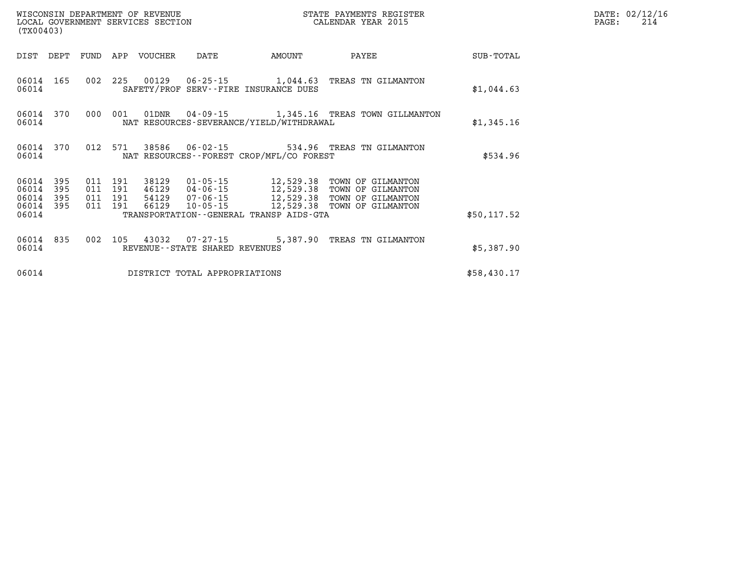WISCONSIN DEPARTMENT OF REVENUE
LOCAL GOVERNMENT SERVICES SECTION
(TX00403)

STATE PAYMENTS REGISTER
CALENDAR YEAR 2015

DATE: 02/12/16

| DIST | DEPT | FUND | APP | VOUCHER | DATE | AMOUNT | PAYEE | SUB-TOTAL |
|---|---|---|---|---|---|---|---|---|
| 06014 | 165 | 002 | 225 | 00129 | 06-25-15 | 1,044.63 | TREAS TN GILMANTON | |
| 06014 | | | | SAFETY/PROF SERV--FIRE INSURANCE DUES | | | | $1,044.63 |
| 06014 | 370 | 000 | 001 | 01DNR | 04-09-15 | 1,345.16 | TREAS TOWN GILLMANTON | |
| 06014 | | | | NAT RESOURCES-SEVERANCE/YIELD/WITHDRAWAL | | | | $1,345.16 |
| 06014 | 370 | 012 | 571 | 38586 | 06-02-15 | 534.96 | TREAS TN GILMANTON | |
| 06014 | | | | NAT RESOURCES--FOREST CROP/MFL/CO FOREST | | | | $534.96 |
| 06014 | 395 | 011 | 191 | 38129 | 01-05-15 | 12,529.38 | TOWN OF GILMANTON | |
| 06014 | 395 | 011 | 191 | 46129 | 04-06-15 | 12,529.38 | TOWN OF GILMANTON | |
| 06014 | 395 | 011 | 191 | 54129 | 07-06-15 | 12,529.38 | TOWN OF GILMANTON | |
| 06014 | 395 | 011 | 191 | 66129 | 10-05-15 | 12,529.38 | TOWN OF GILMANTON | |
| 06014 | | | | TRANSPORTATION--GENERAL TRANSP AIDS-GTA | | | | $50,117.52 |
| 06014 | 835 | 002 | 105 | 43032 | 07-27-15 | 5,387.90 | TREAS TN GILMANTON | |
| 06014 | | | | REVENUE--STATE SHARED REVENUES | | | | $5,387.90 |
| 06014 | | | | DISTRICT TOTAL APPROPRIATIONS | | | | $58,430.17 |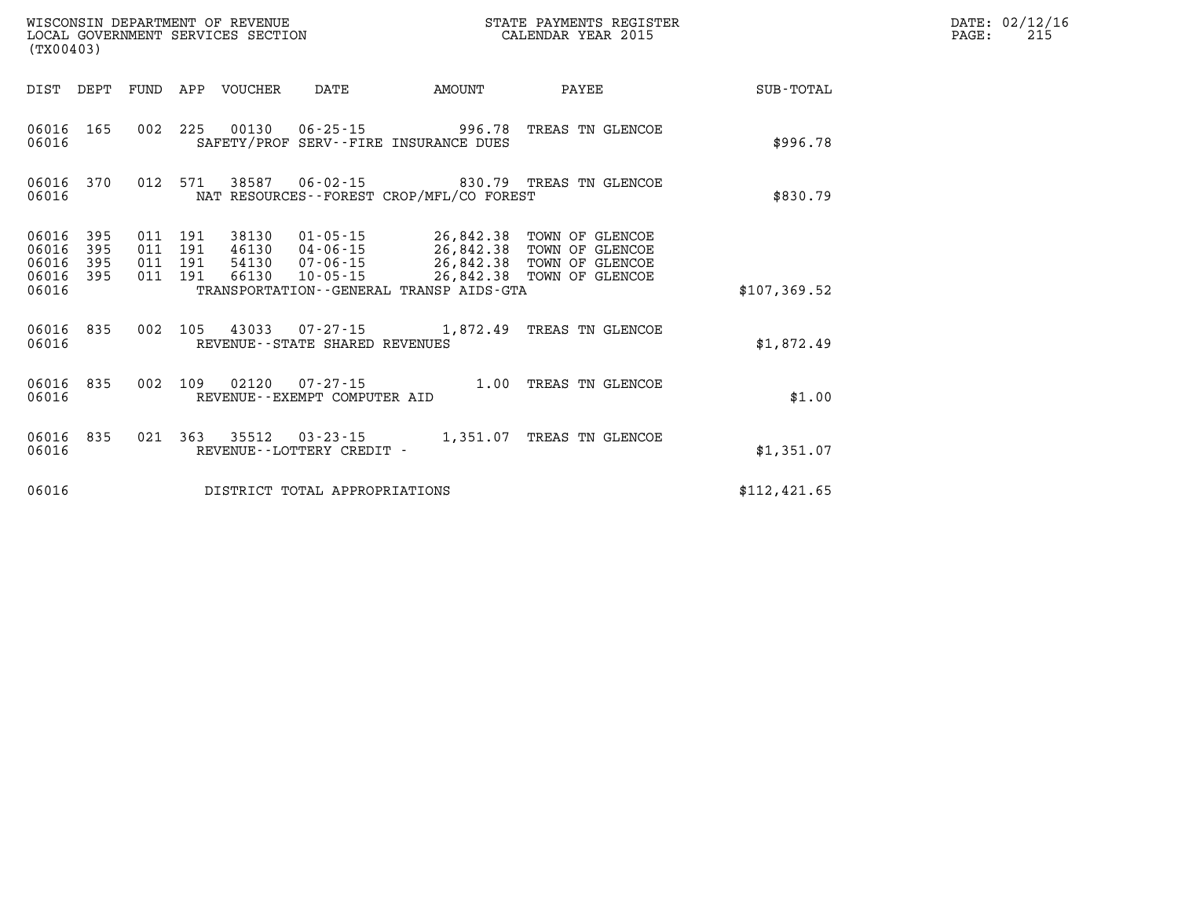WISCONSIN DEPARTMENT OF REVENUE
LOCAL GOVERNMENT SERVICES SECTION
(TX00403)

STATE PAYMENTS REGISTER
CALENDAR YEAR 2015

DATE: 02/12/16

| DIST | DEPT | FUND | APP | VOUCHER | DATE | AMOUNT | PAYEE | SUB-TOTAL |
|---|---|---|---|---|---|---|---|---|
| 06016 | 165 | 002 | 225 | 00130 | 06-25-15 | 996.78 | TREAS TN GLENCOE | |
| 06016 | | | | SAFETY/PROF SERV--FIRE INSURANCE DUES | | | | $996.78 |
| 06016 | 370 | 012 | 571 | 38587 | 06-02-15 | 830.79 | TREAS TN GLENCOE | |
| 06016 | | | | NAT RESOURCES--FOREST CROP/MFL/CO FOREST | | | | $830.79 |
| 06016 | 395 | 011 | 191 | 38130 | 01-05-15 | 26,842.38 | TOWN OF GLENCOE | |
| 06016 | 395 | 011 | 191 | 46130 | 04-06-15 | 26,842.38 | TOWN OF GLENCOE | |
| 06016 | 395 | 011 | 191 | 54130 | 07-06-15 | 26,842.38 | TOWN OF GLENCOE | |
| 06016 | 395 | 011 | 191 | 66130 | 10-05-15 | 26,842.38 | TOWN OF GLENCOE | |
| 06016 | | | | TRANSPORTATION--GENERAL TRANSP AIDS-GTA | | | | $107,369.52 |
| 06016 | 835 | 002 | 105 | 43033 | 07-27-15 | 1,872.49 | TREAS TN GLENCOE | |
| 06016 | | | | REVENUE--STATE SHARED REVENUES | | | | $1,872.49 |
| 06016 | 835 | 002 | 109 | 02120 | 07-27-15 | 1.00 | TREAS TN GLENCOE | |
| 06016 | | | | REVENUE--EXEMPT COMPUTER AID | | | | $1.00 |
| 06016 | 835 | 021 | 363 | 35512 | 03-23-15 | 1,351.07 | TREAS TN GLENCOE | |
| 06016 | | | | REVENUE--LOTTERY CREDIT - | | | | $1,351.07 |
| 06016 | | | | DISTRICT TOTAL APPROPRIATIONS | | | | $112,421.65 |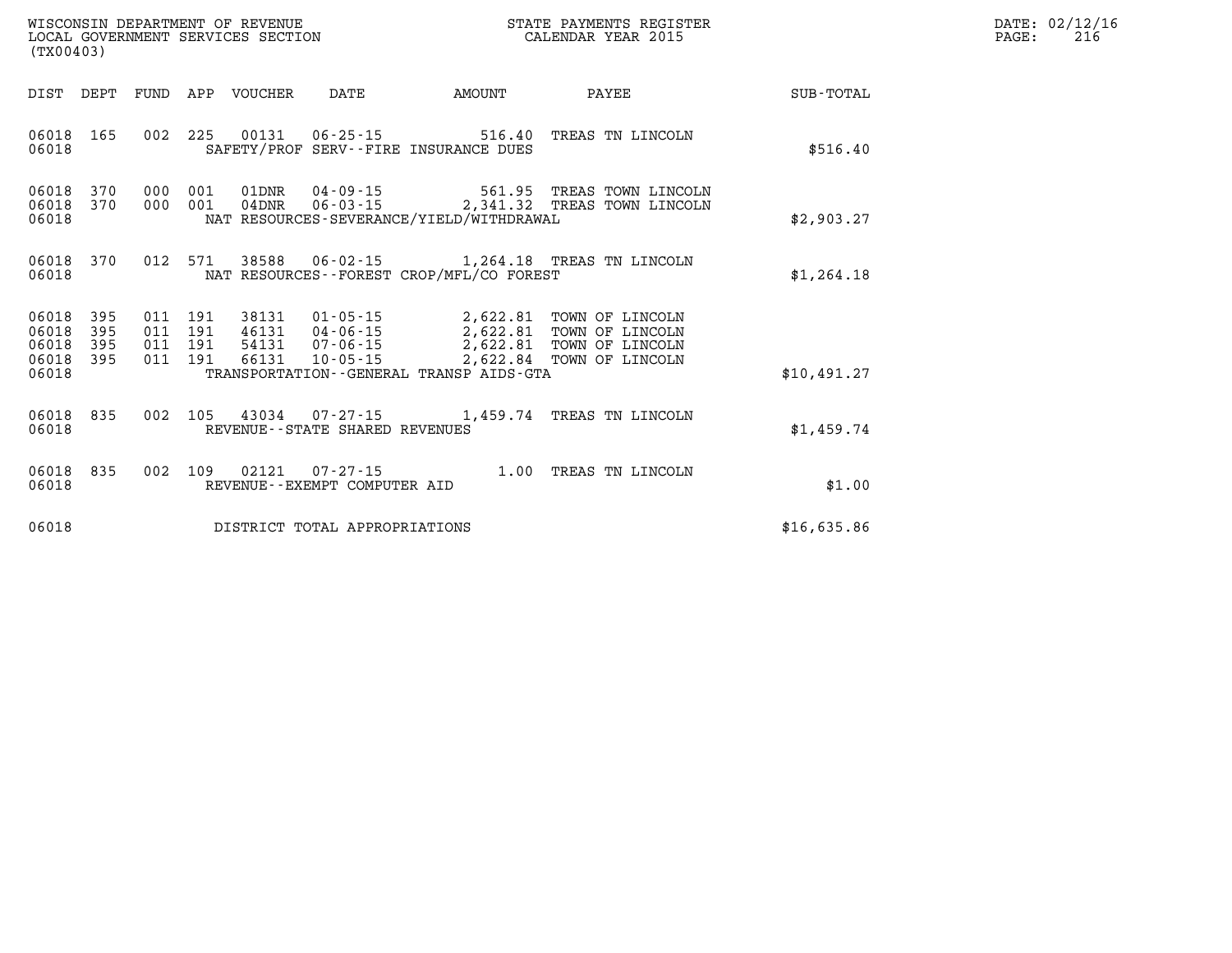WISCONSIN DEPARTMENT OF REVENUE
LOCAL GOVERNMENT SERVICES SECTION
(TX00403)

STATE PAYMENTS REGISTER
CALENDAR YEAR 2015

| DIST | DEPT | FUND | APP | VOUCHER | DATE | AMOUNT | PAYEE | SUB-TOTAL |
|---|---|---|---|---|---|---|---|---|
| 06018 | 165 | 002 | 225 | 00131 | 06-25-15 | 516.40 | TREAS TN LINCOLN | |
| 06018 | | | | | SAFETY/PROF SERV--FIRE INSURANCE DUES | | | $516.40 |
| 06018 | 370 | 000 | 001 | 01DNR | 04-09-15 | 561.95 | TREAS TOWN LINCOLN | |
| 06018 | 370 | 000 | 001 | 04DNR | 06-03-15 | 2,341.32 | TREAS TOWN LINCOLN | |
| 06018 | | | | | NAT RESOURCES-SEVERANCE/YIELD/WITHDRAWAL | | | $2,903.27 |
| 06018 | 370 | 012 | 571 | 38588 | 06-02-15 | 1,264.18 | TREAS TN LINCOLN | |
| 06018 | | | | | NAT RESOURCES--FOREST CROP/MFL/CO FOREST | | | $1,264.18 |
| 06018 | 395 | 011 | 191 | 38131 | 01-05-15 | 2,622.81 | TOWN OF LINCOLN | |
| 06018 | 395 | 011 | 191 | 46131 | 04-06-15 | 2,622.81 | TOWN OF LINCOLN | |
| 06018 | 395 | 011 | 191 | 54131 | 07-06-15 | 2,622.81 | TOWN OF LINCOLN | |
| 06018 | 395 | 011 | 191 | 66131 | 10-05-15 | 2,622.84 | TOWN OF LINCOLN | |
| 06018 | | | | | TRANSPORTATION--GENERAL TRANSP AIDS-GTA | | | $10,491.27 |
| 06018 | 835 | 002 | 105 | 43034 | 07-27-15 | 1,459.74 | TREAS TN LINCOLN | |
| 06018 | | | | | REVENUE--STATE SHARED REVENUES | | | $1,459.74 |
| 06018 | 835 | 002 | 109 | 02121 | 07-27-15 | 1.00 | TREAS TN LINCOLN | |
| 06018 | | | | | REVENUE--EXEMPT COMPUTER AID | | | $1.00 |
| 06018 | | | | | DISTRICT TOTAL APPROPRIATIONS | | | $16,635.86 |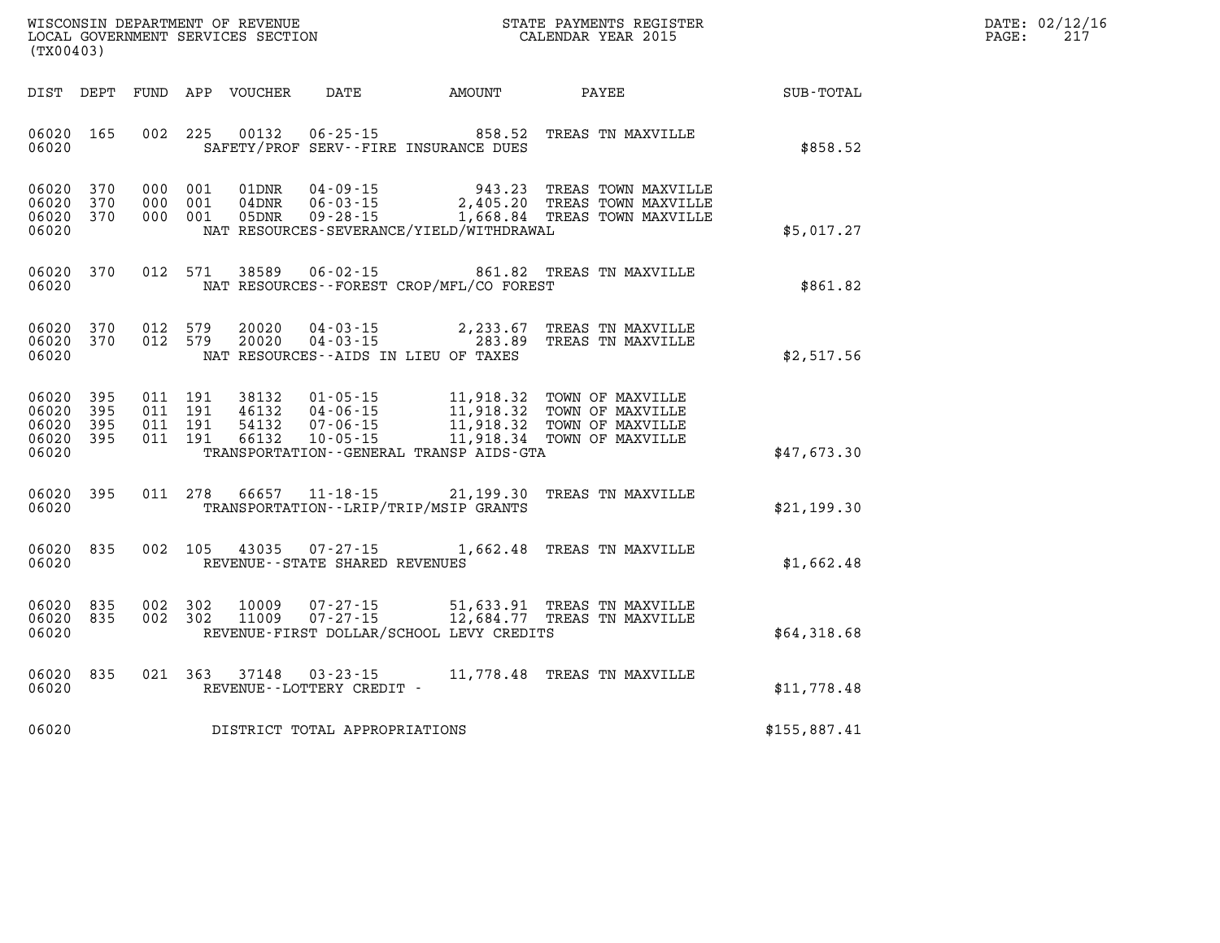WISCONSIN DEPARTMENT OF REVENUE
LOCAL GOVERNMENT SERVICES SECTION
(TX00403)

STATE PAYMENTS REGISTER
CALENDAR YEAR 2015

DATE: 02/12/16
PAGE: 217

| DIST | DEPT | FUND | APP | VOUCHER | DATE | AMOUNT | PAYEE | SUB-TOTAL |
|---|---|---|---|---|---|---|---|---|
| 06020 | 165 | 002 | 225 | 00132 | 06-25-15 | 858.52 | TREAS TN MAXVILLE | |
| 06020 | | | | | SAFETY/PROF SERV--FIRE INSURANCE DUES | | | $858.52 |
| 06020 | 370 | 000 | 001 | 01DNR | 04-09-15 | 943.23 | TREAS TOWN MAXVILLE | |
| 06020 | 370 | 000 | 001 | 04DNR | 06-03-15 | 2,405.20 | TREAS TOWN MAXVILLE | |
| 06020 | 370 | 000 | 001 | 05DNR | 09-28-15 | 1,668.84 | TREAS TOWN MAXVILLE | |
| 06020 | | | | | NAT RESOURCES-SEVERANCE/YIELD/WITHDRAWAL | | | $5,017.27 |
| 06020 | 370 | 012 | 571 | 38589 | 06-02-15 | 861.82 | TREAS TN MAXVILLE | |
| 06020 | | | | | NAT RESOURCES--FOREST CROP/MFL/CO FOREST | | | $861.82 |
| 06020 | 370 | 012 | 579 | 20020 | 04-03-15 | 2,233.67 | TREAS TN MAXVILLE | |
| 06020 | 370 | 012 | 579 | 20020 | 04-03-15 | 283.89 | TREAS TN MAXVILLE | |
| 06020 | | | | | NAT RESOURCES--AIDS IN LIEU OF TAXES | | | $2,517.56 |
| 06020 | 395 | 011 | 191 | 38132 | 01-05-15 | 11,918.32 | TOWN OF MAXVILLE | |
| 06020 | 395 | 011 | 191 | 46132 | 04-06-15 | 11,918.32 | TOWN OF MAXVILLE | |
| 06020 | 395 | 011 | 191 | 54132 | 07-06-15 | 11,918.32 | TOWN OF MAXVILLE | |
| 06020 | 395 | 011 | 191 | 66132 | 10-05-15 | 11,918.34 | TOWN OF MAXVILLE | |
| 06020 | | | | | TRANSPORTATION--GENERAL TRANSP AIDS-GTA | | | $47,673.30 |
| 06020 | 395 | 011 | 278 | 66657 | 11-18-15 | 21,199.30 | TREAS TN MAXVILLE | |
| 06020 | | | | | TRANSPORTATION--LRIP/TRIP/MSIP GRANTS | | | $21,199.30 |
| 06020 | 835 | 002 | 105 | 43035 | 07-27-15 | 1,662.48 | TREAS TN MAXVILLE | |
| 06020 | | | | | REVENUE--STATE SHARED REVENUES | | | $1,662.48 |
| 06020 | 835 | 002 | 302 | 10009 | 07-27-15 | 51,633.91 | TREAS TN MAXVILLE | |
| 06020 | 835 | 002 | 302 | 11009 | 07-27-15 | 12,684.77 | TREAS TN MAXVILLE | |
| 06020 | | | | | REVENUE-FIRST DOLLAR/SCHOOL LEVY CREDITS | | | $64,318.68 |
| 06020 | 835 | 021 | 363 | 37148 | 03-23-15 | 11,778.48 | TREAS TN MAXVILLE | |
| 06020 | | | | | REVENUE--LOTTERY CREDIT - | | | $11,778.48 |
| 06020 | | | | | DISTRICT TOTAL APPROPRIATIONS | | | $155,887.41 |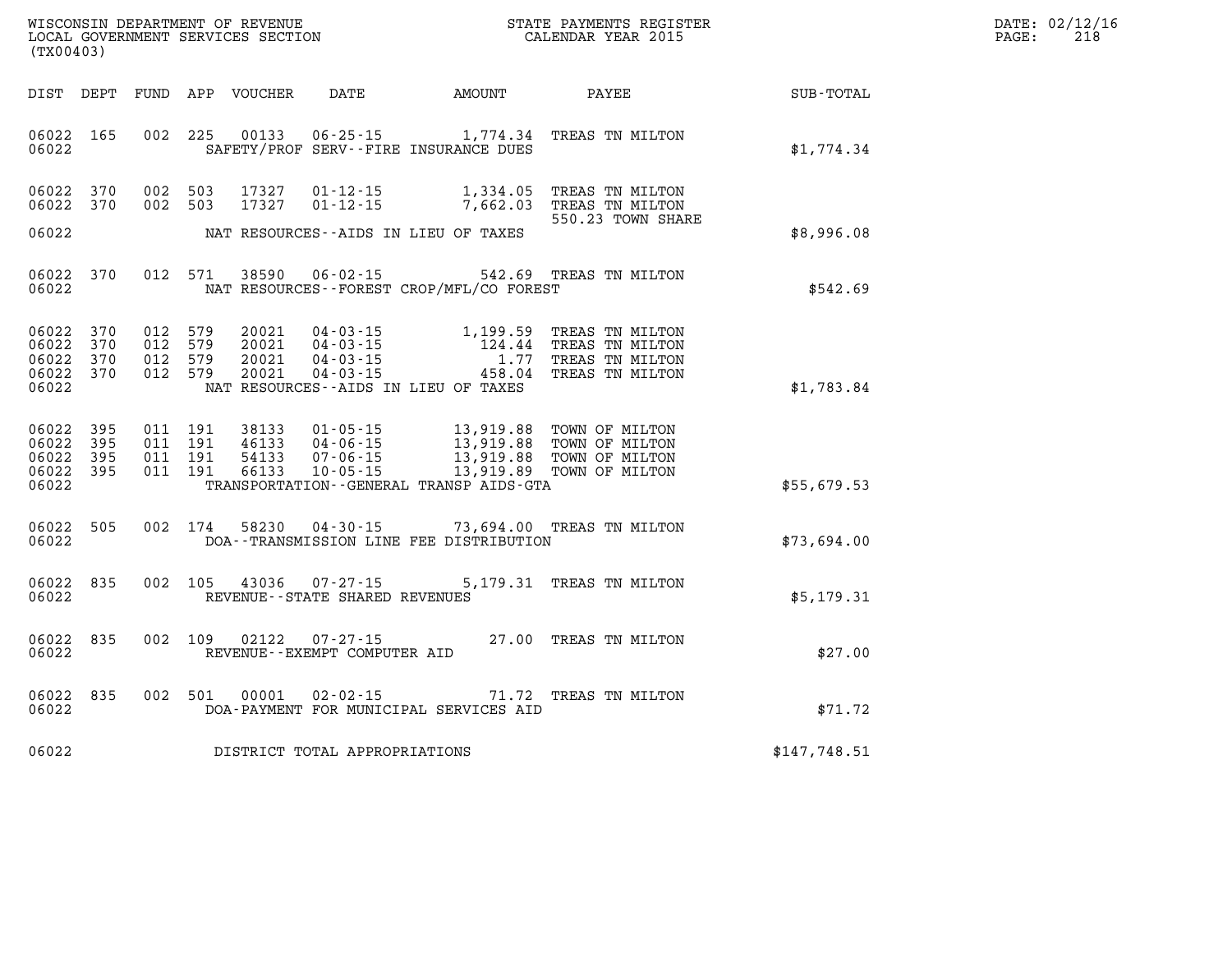WISCONSIN DEPARTMENT OF REVENUE
LOCAL GOVERNMENT SERVICES SECTION
(TX00403)

STATE PAYMENTS REGISTER
CALENDAR YEAR 2015

DATE: 02/12/16

| DIST | DEPT | FUND | APP | VOUCHER | DATE | AMOUNT | PAYEE | SUB-TOTAL |
|---|---|---|---|---|---|---|---|---|
| 06022 | 165 | 002 | 225 | 00133 | 06-25-15 | 1,774.34 | TREAS TN MILTON | |
| 06022 | | | | | SAFETY/PROF SERV--FIRE INSURANCE DUES | | | $1,774.34 |
| 06022 | 370 | 002 | 503 | 17327 | 01-12-15 | 1,334.05 | TREAS TN MILTON | |
| 06022 | 370 | 002 | 503 | 17327 | 01-12-15 | 7,662.03 | TREAS TN MILTON | |
| | | | | | | | 550.23 TOWN SHARE | |
| 06022 | | | | | NAT RESOURCES--AIDS IN LIEU OF TAXES | | | $8,996.08 |
| 06022 | 370 | 012 | 571 | 38590 | 06-02-15 | 542.69 | TREAS TN MILTON | |
| 06022 | | | | | NAT RESOURCES--FOREST CROP/MFL/CO FOREST | | | $542.69 |
| 06022 | 370 | 012 | 579 | 20021 | 04-03-15 | 1,199.59 | TREAS TN MILTON | |
| 06022 | 370 | 012 | 579 | 20021 | 04-03-15 | 124.44 | TREAS TN MILTON | |
| 06022 | 370 | 012 | 579 | 20021 | 04-03-15 | 1.77 | TREAS TN MILTON | |
| 06022 | 370 | 012 | 579 | 20021 | 04-03-15 | 458.04 | TREAS TN MILTON | |
| 06022 | | | | | NAT RESOURCES--AIDS IN LIEU OF TAXES | | | $1,783.84 |
| 06022 | 395 | 011 | 191 | 38133 | 01-05-15 | 13,919.88 | TOWN OF MILTON | |
| 06022 | 395 | 011 | 191 | 46133 | 04-06-15 | 13,919.88 | TOWN OF MILTON | |
| 06022 | 395 | 011 | 191 | 54133 | 07-06-15 | 13,919.88 | TOWN OF MILTON | |
| 06022 | 395 | 011 | 191 | 66133 | 10-05-15 | 13,919.89 | TOWN OF MILTON | |
| 06022 | | | | | TRANSPORTATION--GENERAL TRANSP AIDS-GTA | | | $55,679.53 |
| 06022 | 505 | 002 | 174 | 58230 | 04-30-15 | 73,694.00 | TREAS TN MILTON | |
| 06022 | | | | | DOA--TRANSMISSION LINE FEE DISTRIBUTION | | | $73,694.00 |
| 06022 | 835 | 002 | 105 | 43036 | 07-27-15 | 5,179.31 | TREAS TN MILTON | |
| 06022 | | | | | REVENUE--STATE SHARED REVENUES | | | $5,179.31 |
| 06022 | 835 | 002 | 109 | 02122 | 07-27-15 | 27.00 | TREAS TN MILTON | |
| 06022 | | | | | REVENUE--EXEMPT COMPUTER AID | | | $27.00 |
| 06022 | 835 | 002 | 501 | 00001 | 02-02-15 | 71.72 | TREAS TN MILTON | |
| 06022 | | | | | DOA-PAYMENT FOR MUNICIPAL SERVICES AID | | | $71.72 |
| 06022 | | | | | DISTRICT TOTAL APPROPRIATIONS | | | $147,748.51 |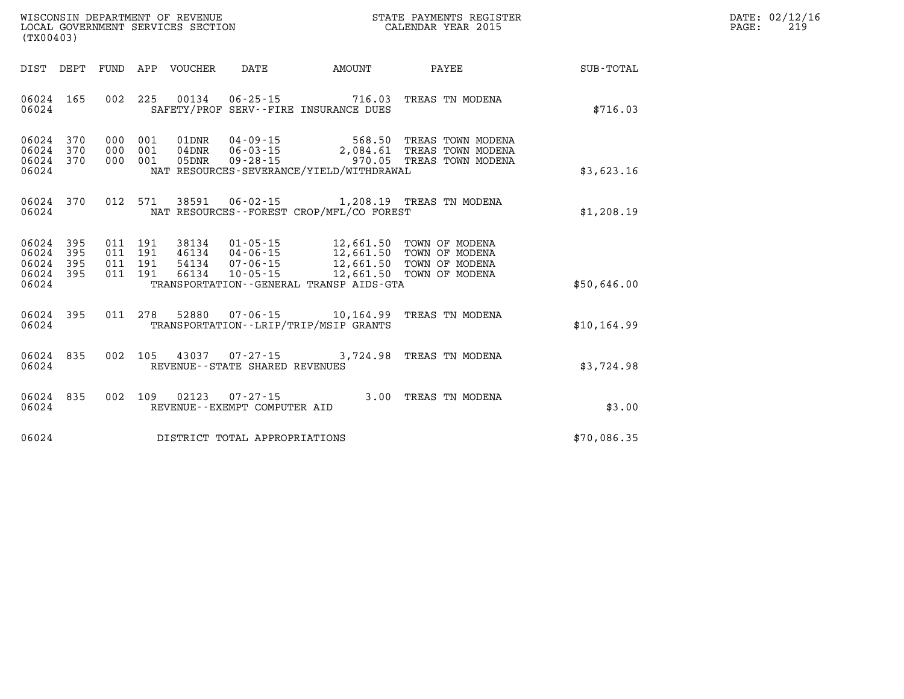WISCONSIN DEPARTMENT OF REVENUE
LOCAL GOVERNMENT SERVICES SECTION
(TX00403)

STATE PAYMENTS REGISTER
CALENDAR YEAR 2015

DATE: 02/12/16
PAGE: 219

| DIST | DEPT | FUND | APP | VOUCHER | DATE | AMOUNT | PAYEE | SUB-TOTAL |
|---|---|---|---|---|---|---|---|---|
| 06024 | 165 | 002 | 225 | 00134 | 06-25-15 | 716.03 | TREAS TN MODENA | |
| 06024 | | | | SAFETY/PROF SERV--FIRE INSURANCE DUES | | | | $716.03 |
| 06024 | 370 | 000 | 001 | 01DNR | 04-09-15 | 568.50 | TREAS TOWN MODENA | |
| 06024 | 370 | 000 | 001 | 04DNR | 06-03-15 | 2,084.61 | TREAS TOWN MODENA | |
| 06024 | 370 | 000 | 001 | 05DNR | 09-28-15 | 970.05 | TREAS TOWN MODENA | |
| 06024 | | | | NAT RESOURCES-SEVERANCE/YIELD/WITHDRAWAL | | | | $3,623.16 |
| 06024 | 370 | 012 | 571 | 38591 | 06-02-15 | 1,208.19 | TREAS TN MODENA | |
| 06024 | | | | NAT RESOURCES--FOREST CROP/MFL/CO FOREST | | | | $1,208.19 |
| 06024 | 395 | 011 | 191 | 38134 | 01-05-15 | 12,661.50 | TOWN OF MODENA | |
| 06024 | 395 | 011 | 191 | 46134 | 04-06-15 | 12,661.50 | TOWN OF MODENA | |
| 06024 | 395 | 011 | 191 | 54134 | 07-06-15 | 12,661.50 | TOWN OF MODENA | |
| 06024 | 395 | 011 | 191 | 66134 | 10-05-15 | 12,661.50 | TOWN OF MODENA | |
| 06024 | | | | TRANSPORTATION--GENERAL TRANSP AIDS-GTA | | | | $50,646.00 |
| 06024 | 395 | 011 | 278 | 52880 | 07-06-15 | 10,164.99 | TREAS TN MODENA | |
| 06024 | | | | TRANSPORTATION--LRIP/TRIP/MSIP GRANTS | | | | $10,164.99 |
| 06024 | 835 | 002 | 105 | 43037 | 07-27-15 | 3,724.98 | TREAS TN MODENA | |
| 06024 | | | | REVENUE--STATE SHARED REVENUES | | | | $3,724.98 |
| 06024 | 835 | 002 | 109 | 02123 | 07-27-15 | 3.00 | TREAS TN MODENA | |
| 06024 | | | | REVENUE--EXEMPT COMPUTER AID | | | | $3.00 |
| 06024 | | | | DISTRICT TOTAL APPROPRIATIONS | | | | $70,086.35 |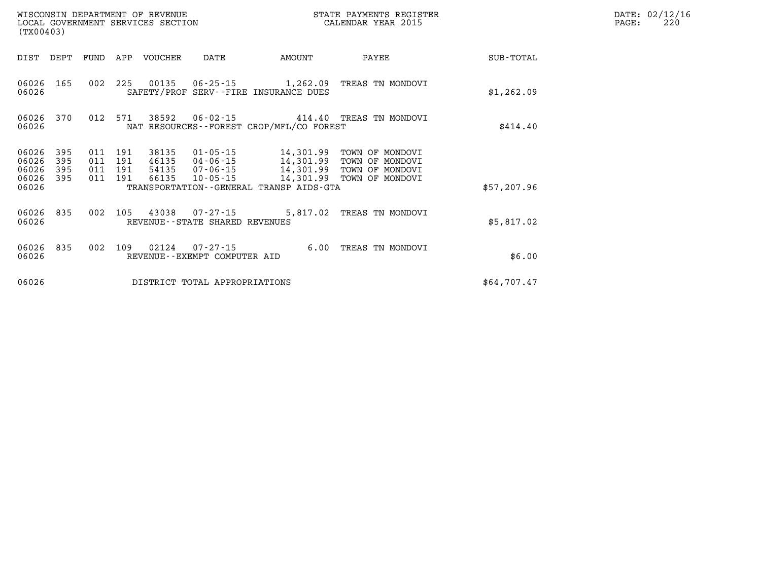| DIST | DEPT | FUND | APP | VOUCHER | DATE | AMOUNT | PAYEE | SUB-TOTAL |
|---|---|---|---|---|---|---|---|---|
| 06026 | 165 | 002 | 225 | 00135 | 06-25-15 | 1,262.09 | TREAS TN MONDOVI | |
| 06026 | | | | SAFETY/PROF SERV--FIRE INSURANCE DUES | | | | $1,262.09 |
| 06026 | 370 | 012 | 571 | 38592 | 06-02-15 | 414.40 | TREAS TN MONDOVI | |
| 06026 | | | | NAT RESOURCES--FOREST CROP/MFL/CO FOREST | | | | $414.40 |
| 06026 | 395 | 011 | 191 | 38135 | 01-05-15 | 14,301.99 | TOWN OF MONDOVI | |
| 06026 | 395 | 011 | 191 | 46135 | 04-06-15 | 14,301.99 | TOWN OF MONDOVI | |
| 06026 | 395 | 011 | 191 | 54135 | 07-06-15 | 14,301.99 | TOWN OF MONDOVI | |
| 06026 | 395 | 011 | 191 | 66135 | 10-05-15 | 14,301.99 | TOWN OF MONDOVI | |
| 06026 | | | | TRANSPORTATION--GENERAL TRANSP AIDS-GTA | | | | $57,207.96 |
| 06026 | 835 | 002 | 105 | 43038 | 07-27-15 | 5,817.02 | TREAS TN MONDOVI | |
| 06026 | | | | REVENUE--STATE SHARED REVENUES | | | | $5,817.02 |
| 06026 | 835 | 002 | 109 | 02124 | 07-27-15 | 6.00 | TREAS TN MONDOVI | |
| 06026 | | | | REVENUE--EXEMPT COMPUTER AID | | | | $6.00 |
| 06026 | | | | DISTRICT TOTAL APPROPRIATIONS | | | | $64,707.47 |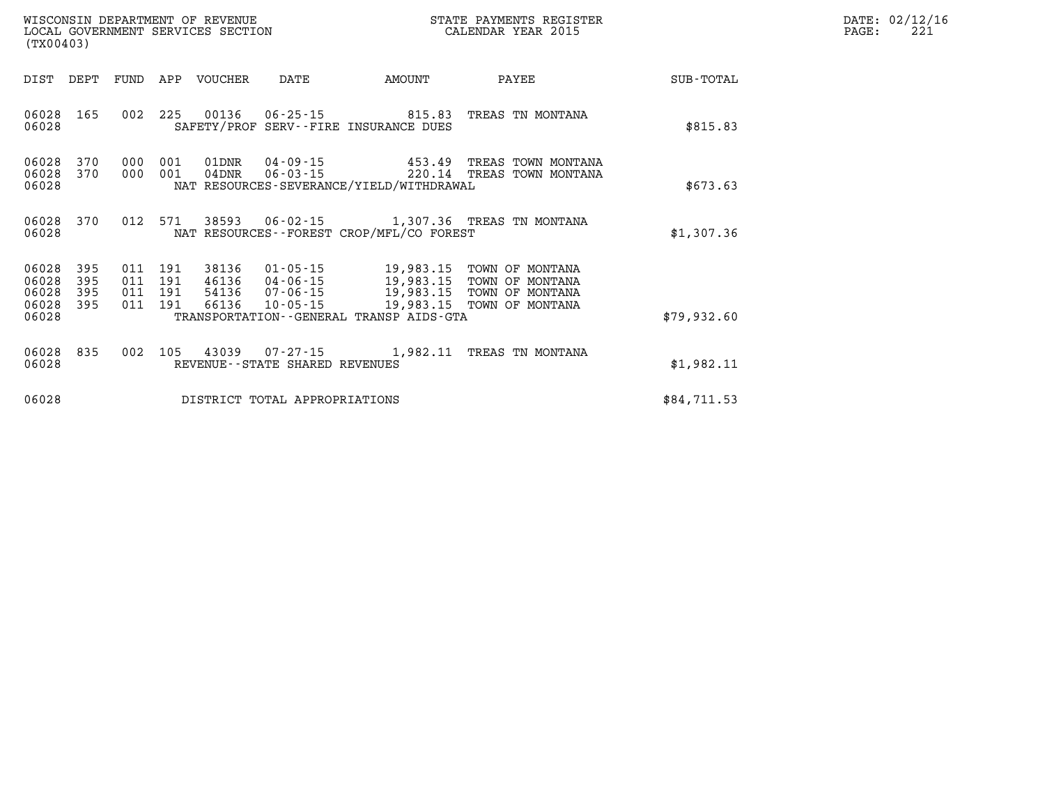WISCONSIN DEPARTMENT OF REVENUE
LOCAL GOVERNMENT SERVICES SECTION
(TX00403)

STATE PAYMENTS REGISTER
CALENDAR YEAR 2015

DATE: 02/12/16

| DIST | DEPT | FUND | APP | VOUCHER | DATE | AMOUNT | PAYEE | SUB-TOTAL |
|---|---|---|---|---|---|---|---|---|
| 06028 | 165 | 002 | 225 | 00136 | 06-25-15 | 815.83 | TREAS TN MONTANA | |
| 06028 | | | | SAFETY/PROF SERV--FIRE INSURANCE DUES | | | | $815.83 |
| 06028 | 370 | 000 | 001 | 01DNR | 04-09-15 | 453.49 | TREAS TOWN MONTANA | |
| 06028 | 370 | 000 | 001 | 04DNR | 06-03-15 | 220.14 | TREAS TOWN MONTANA | |
| 06028 | | | | NAT RESOURCES-SEVERANCE/YIELD/WITHDRAWAL | | | | $673.63 |
| 06028 | 370 | 012 | 571 | 38593 | 06-02-15 | 1,307.36 | TREAS TN MONTANA | |
| 06028 | | | | NAT RESOURCES--FOREST CROP/MFL/CO FOREST | | | | $1,307.36 |
| 06028 | 395 | 011 | 191 | 38136 | 01-05-15 | 19,983.15 | TOWN OF MONTANA | |
| 06028 | 395 | 011 | 191 | 46136 | 04-06-15 | 19,983.15 | TOWN OF MONTANA | |
| 06028 | 395 | 011 | 191 | 54136 | 07-06-15 | 19,983.15 | TOWN OF MONTANA | |
| 06028 | 395 | 011 | 191 | 66136 | 10-05-15 | 19,983.15 | TOWN OF MONTANA | |
| 06028 | | | | TRANSPORTATION--GENERAL TRANSP AIDS-GTA | | | | $79,932.60 |
| 06028 | 835 | 002 | 105 | 43039 | 07-27-15 | 1,982.11 | TREAS TN MONTANA | |
| 06028 | | | | REVENUE--STATE SHARED REVENUES | | | | $1,982.11 |
| 06028 | | | | DISTRICT TOTAL APPROPRIATIONS | | | | $84,711.53 |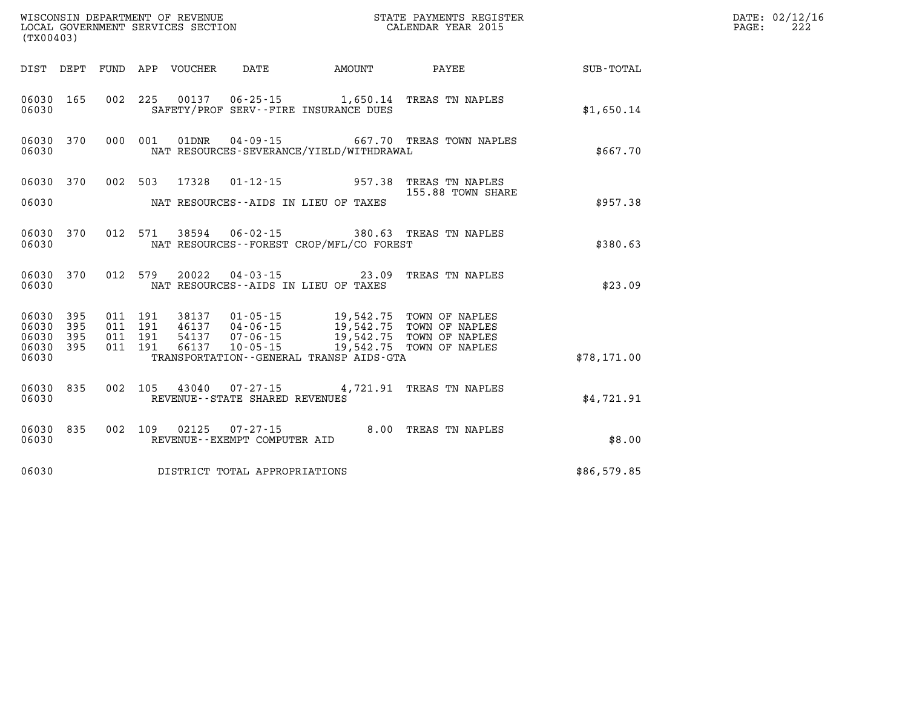WISCONSIN DEPARTMENT OF REVENUE
LOCAL GOVERNMENT SERVICES SECTION
(TX00403)

STATE PAYMENTS REGISTER
CALENDAR YEAR 2015

DATE: 02/12/16

| DIST | DEPT | FUND | APP | VOUCHER | DATE | AMOUNT | PAYEE | SUB-TOTAL |
|---|---|---|---|---|---|---|---|---|
| 06030 | 165 | 002 | 225 | 00137 | 06-25-15 | 1,650.14 | TREAS TN NAPLES | |
| 06030 | | | | | SAFETY/PROF SERV--FIRE INSURANCE DUES | | | $1,650.14 |
| 06030 | 370 | 000 | 001 | 01DNR | 04-09-15 | 667.70 | TREAS TOWN NAPLES | |
| 06030 | | | | | NAT RESOURCES-SEVERANCE/YIELD/WITHDRAWAL | | | $667.70 |
| 06030 | 370 | 002 | 503 | 17328 | 01-12-15 | 957.38 | TREAS TN NAPLES | |
| | | | | | | | 155.88 TOWN SHARE | |
| 06030 | | | | | NAT RESOURCES--AIDS IN LIEU OF TAXES | | | $957.38 |
| 06030 | 370 | 012 | 571 | 38594 | 06-02-15 | 380.63 | TREAS TN NAPLES | |
| 06030 | | | | | NAT RESOURCES--FOREST CROP/MFL/CO FOREST | | | $380.63 |
| 06030 | 370 | 012 | 579 | 20022 | 04-03-15 | 23.09 | TREAS TN NAPLES | |
| 06030 | | | | | NAT RESOURCES--AIDS IN LIEU OF TAXES | | | $23.09 |
| 06030 | 395 | 011 | 191 | 38137 | 01-05-15 | 19,542.75 | TOWN OF NAPLES | |
| 06030 | 395 | 011 | 191 | 46137 | 04-06-15 | 19,542.75 | TOWN OF NAPLES | |
| 06030 | 395 | 011 | 191 | 54137 | 07-06-15 | 19,542.75 | TOWN OF NAPLES | |
| 06030 | 395 | 011 | 191 | 66137 | 10-05-15 | 19,542.75 | TOWN OF NAPLES | |
| 06030 | | | | | TRANSPORTATION--GENERAL TRANSP AIDS-GTA | | | $78,171.00 |
| 06030 | 835 | 002 | 105 | 43040 | 07-27-15 | 4,721.91 | TREAS TN NAPLES | |
| 06030 | | | | | REVENUE--STATE SHARED REVENUES | | | $4,721.91 |
| 06030 | 835 | 002 | 109 | 02125 | 07-27-15 | 8.00 | TREAS TN NAPLES | |
| 06030 | | | | | REVENUE--EXEMPT COMPUTER AID | | | $8.00 |
| 06030 | | | | | DISTRICT TOTAL APPROPRIATIONS | | | $86,579.85 |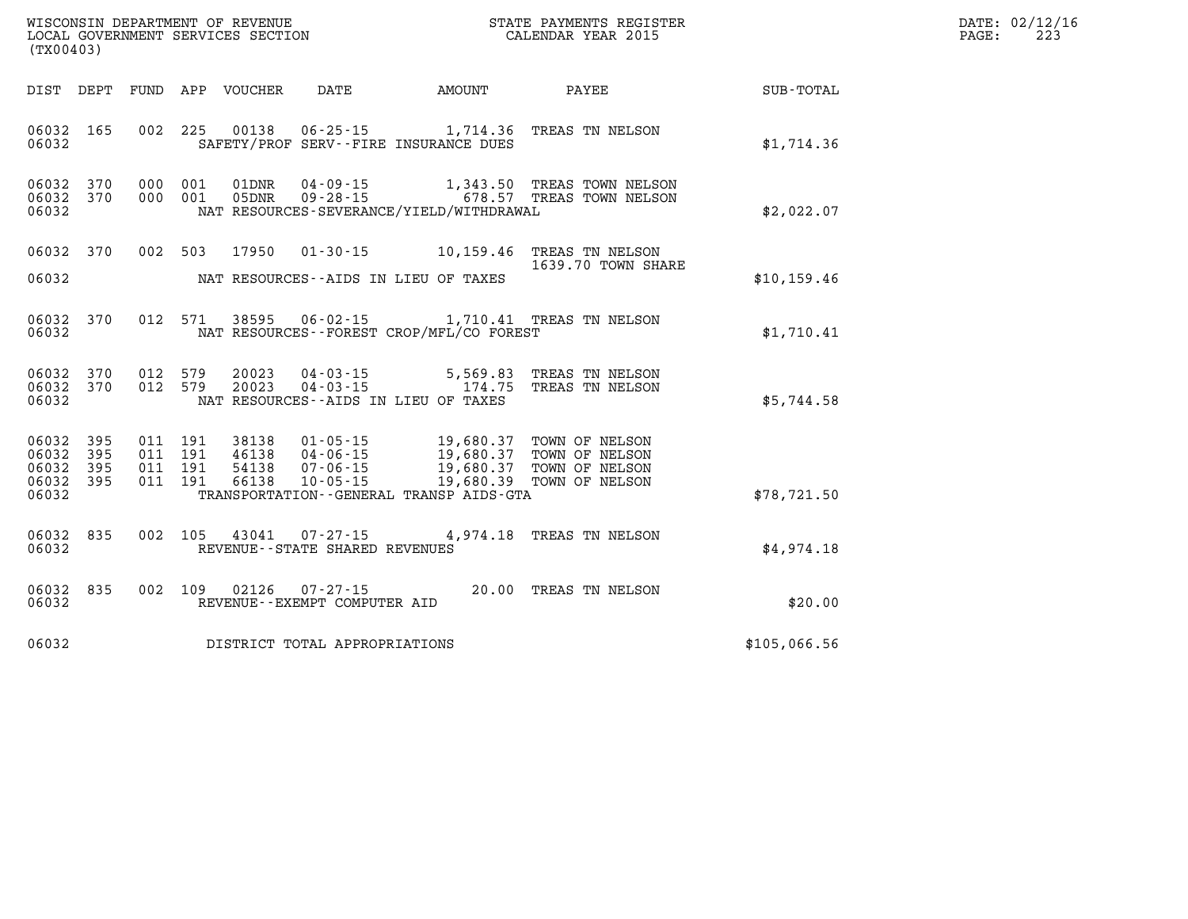WISCONSIN DEPARTMENT OF REVENUE
LOCAL GOVERNMENT SERVICES SECTION
(TX00403)

STATE PAYMENTS REGISTER
CALENDAR YEAR 2015

DATE: 02/12/16
PAGE: 223

| DIST | DEPT | FUND | APP | VOUCHER | DATE | AMOUNT | PAYEE | SUB-TOTAL |
|---|---|---|---|---|---|---|---|---|
| 06032 | 165 | 002 | 225 | 00138 | 06-25-15 | 1,714.36 | TREAS TN NELSON | |
| 06032 | | | | | SAFETY/PROF SERV--FIRE INSURANCE DUES | | | $1,714.36 |
| 06032 | 370 | 000 | 001 | 01DNR | 04-09-15 | 1,343.50 | TREAS TOWN NELSON | |
| 06032 | 370 | 000 | 001 | 05DNR | 09-28-15 | 678.57 | TREAS TOWN NELSON | |
| 06032 | | | | | NAT RESOURCES-SEVERANCE/YIELD/WITHDRAWAL | | | $2,022.07 |
| 06032 | 370 | 002 | 503 | 17950 | 01-30-15 | 10,159.46 | TREAS TN NELSON 1639.70 TOWN SHARE | |
| 06032 | | | | | NAT RESOURCES--AIDS IN LIEU OF TAXES | | | $10,159.46 |
| 06032 | 370 | 012 | 571 | 38595 | 06-02-15 | 1,710.41 | TREAS TN NELSON | |
| 06032 | | | | | NAT RESOURCES--FOREST CROP/MFL/CO FOREST | | | $1,710.41 |
| 06032 | 370 | 012 | 579 | 20023 | 04-03-15 | 5,569.83 | TREAS TN NELSON | |
| 06032 | 370 | 012 | 579 | 20023 | 04-03-15 | 174.75 | TREAS TN NELSON | |
| 06032 | | | | | NAT RESOURCES--AIDS IN LIEU OF TAXES | | | $5,744.58 |
| 06032 | 395 | 011 | 191 | 38138 | 01-05-15 | 19,680.37 | TOWN OF NELSON | |
| 06032 | 395 | 011 | 191 | 46138 | 04-06-15 | 19,680.37 | TOWN OF NELSON | |
| 06032 | 395 | 011 | 191 | 54138 | 07-06-15 | 19,680.37 | TOWN OF NELSON | |
| 06032 | 395 | 011 | 191 | 66138 | 10-05-15 | 19,680.39 | TOWN OF NELSON | |
| 06032 | | | | | TRANSPORTATION--GENERAL TRANSP AIDS-GTA | | | $78,721.50 |
| 06032 | 835 | 002 | 105 | 43041 | 07-27-15 | 4,974.18 | TREAS TN NELSON | |
| 06032 | | | | | REVENUE--STATE SHARED REVENUES | | | $4,974.18 |
| 06032 | 835 | 002 | 109 | 02126 | 07-27-15 | 20.00 | TREAS TN NELSON | |
| 06032 | | | | | REVENUE--EXEMPT COMPUTER AID | | | $20.00 |
| 06032 | | | | | DISTRICT TOTAL APPROPRIATIONS | | | $105,066.56 |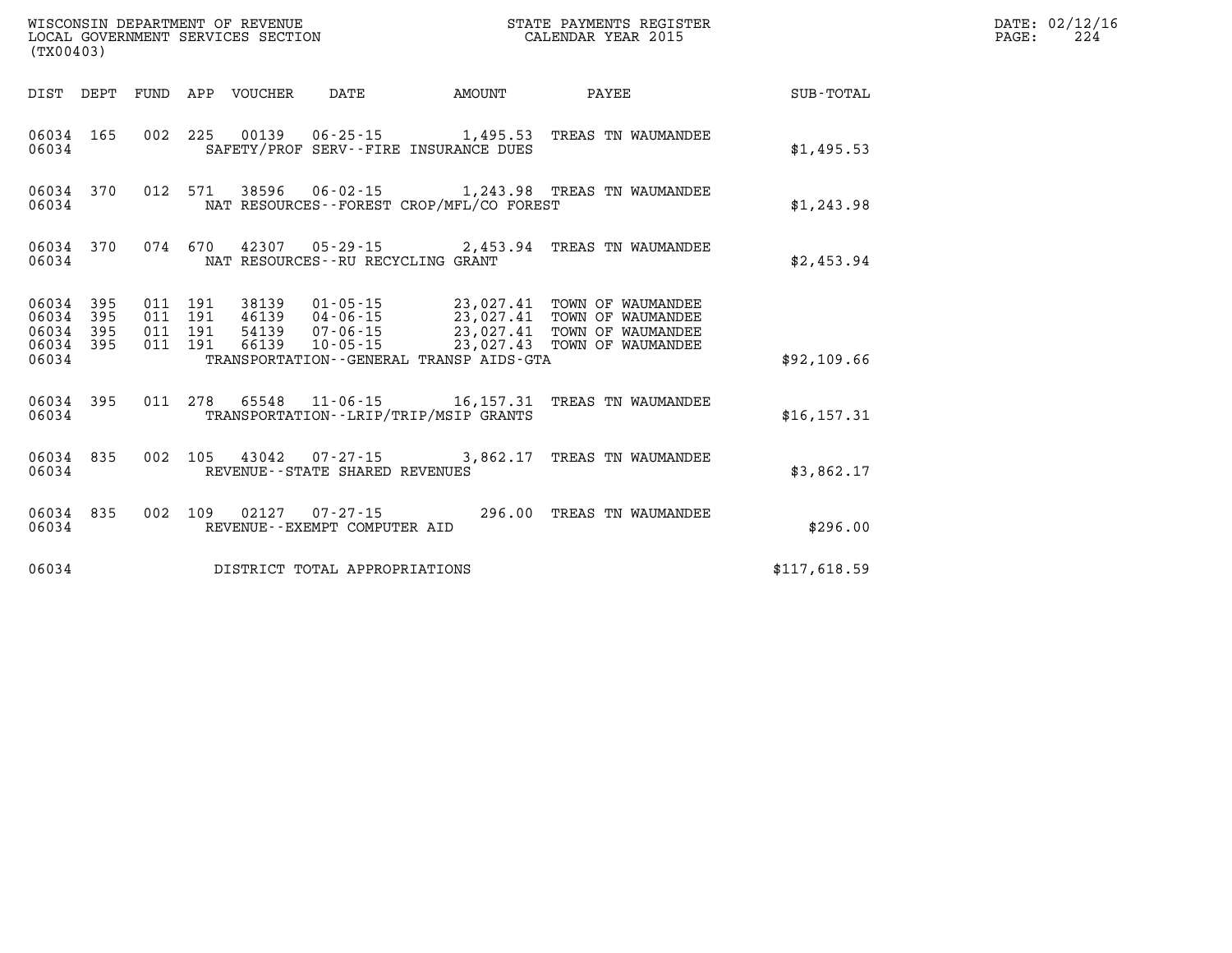WISCONSIN DEPARTMENT OF REVENUE
LOCAL GOVERNMENT SERVICES SECTION
(TX00403)

STATE PAYMENTS REGISTER
CALENDAR YEAR 2015

DATE: 02/12/16

| DIST | DEPT | FUND | APP | VOUCHER | DATE | AMOUNT | PAYEE | SUB-TOTAL |
|---|---|---|---|---|---|---|---|---|
| 06034 | 165 | 002 | 225 | 00139 | 06-25-15 | 1,495.53 | TREAS TN WAUMANDEE | |
| 06034 | | | | SAFETY/PROF SERV--FIRE INSURANCE DUES | | | | $1,495.53 |
| 06034 | 370 | 012 | 571 | 38596 | 06-02-15 | 1,243.98 | TREAS TN WAUMANDEE | |
| 06034 | | | | NAT RESOURCES--FOREST CROP/MFL/CO FOREST | | | | $1,243.98 |
| 06034 | 370 | 074 | 670 | 42307 | 05-29-15 | 2,453.94 | TREAS TN WAUMANDEE | |
| 06034 | | | | NAT RESOURCES--RU RECYCLING GRANT | | | | $2,453.94 |
| 06034 | 395 | 011 | 191 | 38139 | 01-05-15 | 23,027.41 | TOWN OF WAUMANDEE | |
| 06034 | 395 | 011 | 191 | 46139 | 04-06-15 | 23,027.41 | TOWN OF WAUMANDEE | |
| 06034 | 395 | 011 | 191 | 54139 | 07-06-15 | 23,027.41 | TOWN OF WAUMANDEE | |
| 06034 | 395 | 011 | 191 | 66139 | 10-05-15 | 23,027.43 | TOWN OF WAUMANDEE | |
| 06034 | | | | TRANSPORTATION--GENERAL TRANSP AIDS-GTA | | | | $92,109.66 |
| 06034 | 395 | 011 | 278 | 65548 | 11-06-15 | 16,157.31 | TREAS TN WAUMANDEE | |
| 06034 | | | | TRANSPORTATION--LRIP/TRIP/MSIP GRANTS | | | | $16,157.31 |
| 06034 | 835 | 002 | 105 | 43042 | 07-27-15 | 3,862.17 | TREAS TN WAUMANDEE | |
| 06034 | | | | REVENUE--STATE SHARED REVENUES | | | | $3,862.17 |
| 06034 | 835 | 002 | 109 | 02127 | 07-27-15 | 296.00 | TREAS TN WAUMANDEE | |
| 06034 | | | | REVENUE--EXEMPT COMPUTER AID | | | | $296.00 |
| 06034 | | | | DISTRICT TOTAL APPROPRIATIONS | | | | $117,618.59 |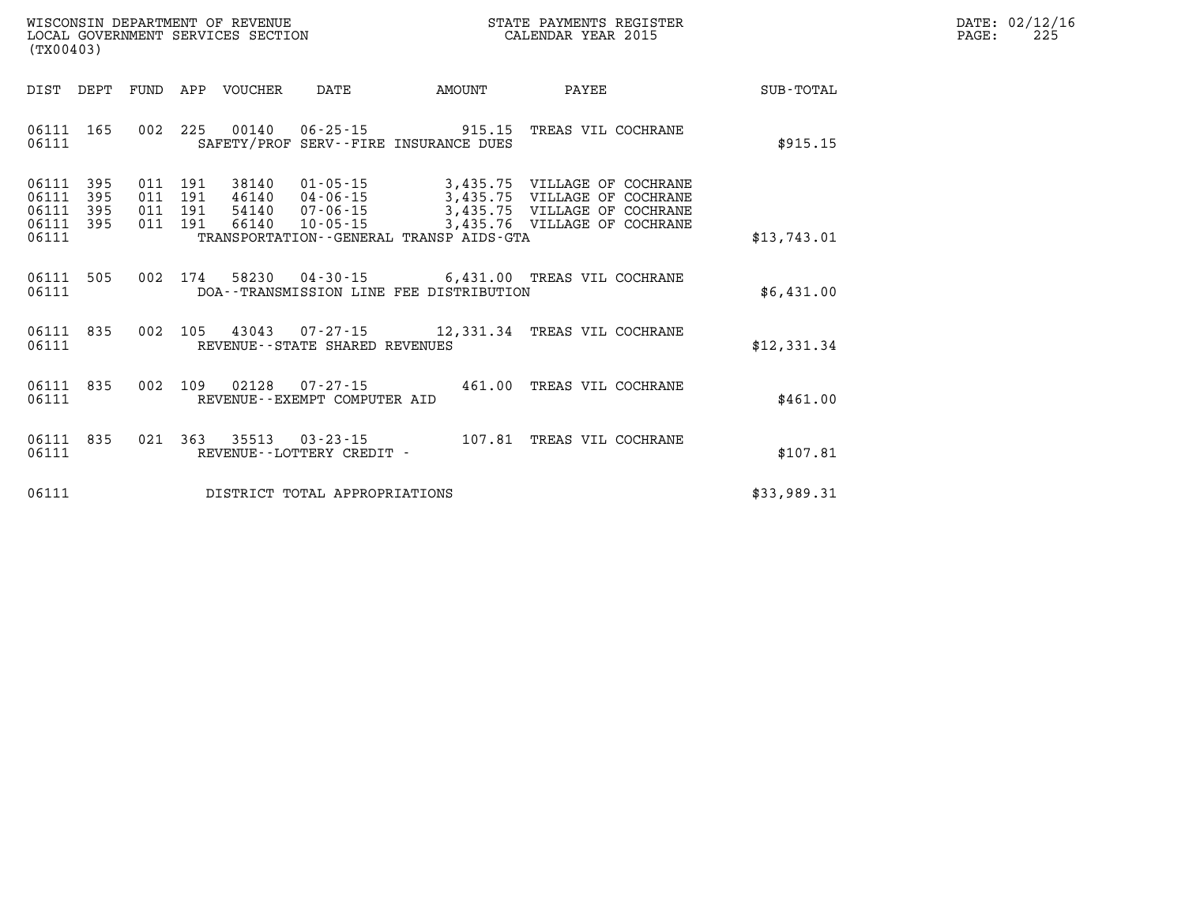WISCONSIN DEPARTMENT OF REVENUE
LOCAL GOVERNMENT SERVICES SECTION
(TX00403)

STATE PAYMENTS REGISTER
CALENDAR YEAR 2015

DATE: 02/12/16

| DIST | DEPT | FUND | APP | VOUCHER | DATE | AMOUNT | PAYEE | SUB-TOTAL |
|---|---|---|---|---|---|---|---|---|
| 06111 | 165 | 002 | 225 | 00140 | 06-25-15 | 915.15 | TREAS VIL COCHRANE | |
| 06111 | | | | | SAFETY/PROF SERV--FIRE INSURANCE DUES | | | $915.15 |
| 06111 | 395 | 011 | 191 | 38140 | 01-05-15 | 3,435.75 | VILLAGE OF COCHRANE | |
| 06111 | 395 | 011 | 191 | 46140 | 04-06-15 | 3,435.75 | VILLAGE OF COCHRANE | |
| 06111 | 395 | 011 | 191 | 54140 | 07-06-15 | 3,435.75 | VILLAGE OF COCHRANE | |
| 06111 | 395 | 011 | 191 | 66140 | 10-05-15 | 3,435.76 | VILLAGE OF COCHRANE | |
| 06111 | | | | | TRANSPORTATION--GENERAL TRANSP AIDS-GTA | | | $13,743.01 |
| 06111 | 505 | 002 | 174 | 58230 | 04-30-15 | 6,431.00 | TREAS VIL COCHRANE | |
| 06111 | | | | | DOA--TRANSMISSION LINE FEE DISTRIBUTION | | | $6,431.00 |
| 06111 | 835 | 002 | 105 | 43043 | 07-27-15 | 12,331.34 | TREAS VIL COCHRANE | |
| 06111 | | | | | REVENUE--STATE SHARED REVENUES | | | $12,331.34 |
| 06111 | 835 | 002 | 109 | 02128 | 07-27-15 | 461.00 | TREAS VIL COCHRANE | |
| 06111 | | | | | REVENUE--EXEMPT COMPUTER AID | | | $461.00 |
| 06111 | 835 | 021 | 363 | 35513 | 03-23-15 | 107.81 | TREAS VIL COCHRANE | |
| 06111 | | | | | REVENUE--LOTTERY CREDIT - | | | $107.81 |
| 06111 | | | | | DISTRICT TOTAL APPROPRIATIONS | | | $33,989.31 |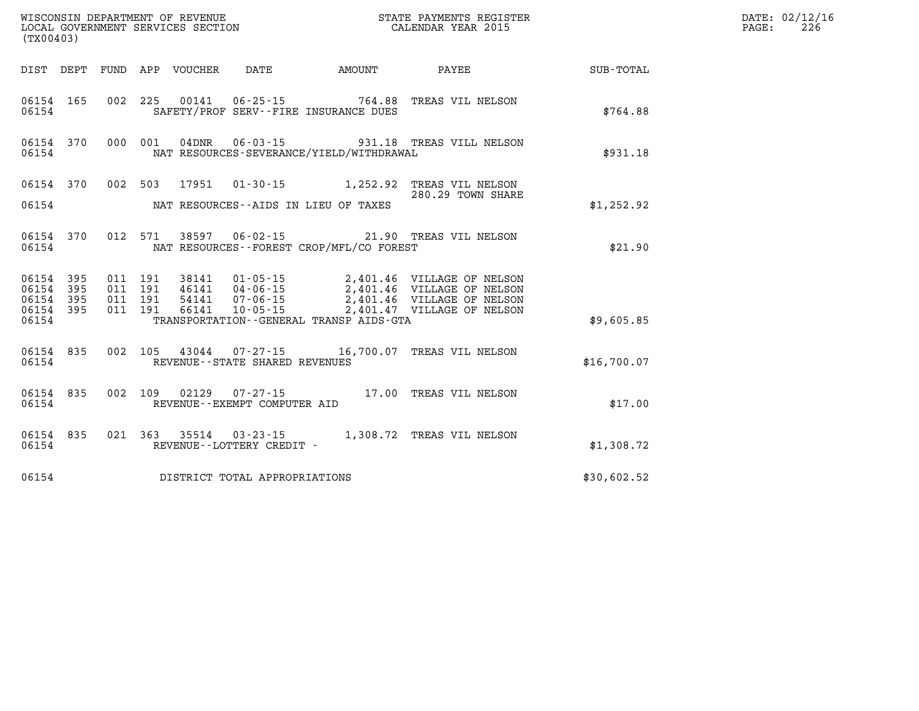WISCONSIN DEPARTMENT OF REVENUE
LOCAL GOVERNMENT SERVICES SECTION
(TX00403)

STATE PAYMENTS REGISTER
CALENDAR YEAR 2015

DATE: 02/12/16
PAGE: 226

| DIST | DEPT | FUND | APP | VOUCHER | DATE | AMOUNT | PAYEE | SUB-TOTAL |
|---|---|---|---|---|---|---|---|---|
| 06154 | 165 | 002 | 225 | 00141 | 06-25-15 | 764.88 | TREAS VIL NELSON | |
| 06154 | | | | | SAFETY/PROF SERV--FIRE INSURANCE DUES | | | $764.88 |
| 06154 | 370 | 000 | 001 | 04DNR | 06-03-15 | 931.18 | TREAS VILL NELSON | |
| 06154 | | | | | NAT RESOURCES-SEVERANCE/YIELD/WITHDRAWAL | | | $931.18 |
| 06154 | 370 | 002 | 503 | 17951 | 01-30-15 | 1,252.92 | TREAS VIL NELSON 280.29 TOWN SHARE | |
| 06154 | | | | | NAT RESOURCES--AIDS IN LIEU OF TAXES | | | $1,252.92 |
| 06154 | 370 | 012 | 571 | 38597 | 06-02-15 | 21.90 | TREAS VIL NELSON | |
| 06154 | | | | | NAT RESOURCES--FOREST CROP/MFL/CO FOREST | | | $21.90 |
| 06154 | 395 | 011 | 191 | 38141 | 01-05-15 | 2,401.46 | VILLAGE OF NELSON | |
| 06154 | 395 | 011 | 191 | 46141 | 04-06-15 | 2,401.46 | VILLAGE OF NELSON | |
| 06154 | 395 | 011 | 191 | 54141 | 07-06-15 | 2,401.46 | VILLAGE OF NELSON | |
| 06154 | 395 | 011 | 191 | 66141 | 10-05-15 | 2,401.47 | VILLAGE OF NELSON | |
| 06154 | | | | | TRANSPORTATION--GENERAL TRANSP AIDS-GTA | | | $9,605.85 |
| 06154 | 835 | 002 | 105 | 43044 | 07-27-15 | 16,700.07 | TREAS VIL NELSON | |
| 06154 | | | | | REVENUE--STATE SHARED REVENUES | | | $16,700.07 |
| 06154 | 835 | 002 | 109 | 02129 | 07-27-15 | 17.00 | TREAS VIL NELSON | |
| 06154 | | | | | REVENUE--EXEMPT COMPUTER AID | | | $17.00 |
| 06154 | 835 | 021 | 363 | 35514 | 03-23-15 | 1,308.72 | TREAS VIL NELSON | |
| 06154 | | | | | REVENUE--LOTTERY CREDIT - | | | $1,308.72 |
| 06154 | | | | | DISTRICT TOTAL APPROPRIATIONS | | | $30,602.52 |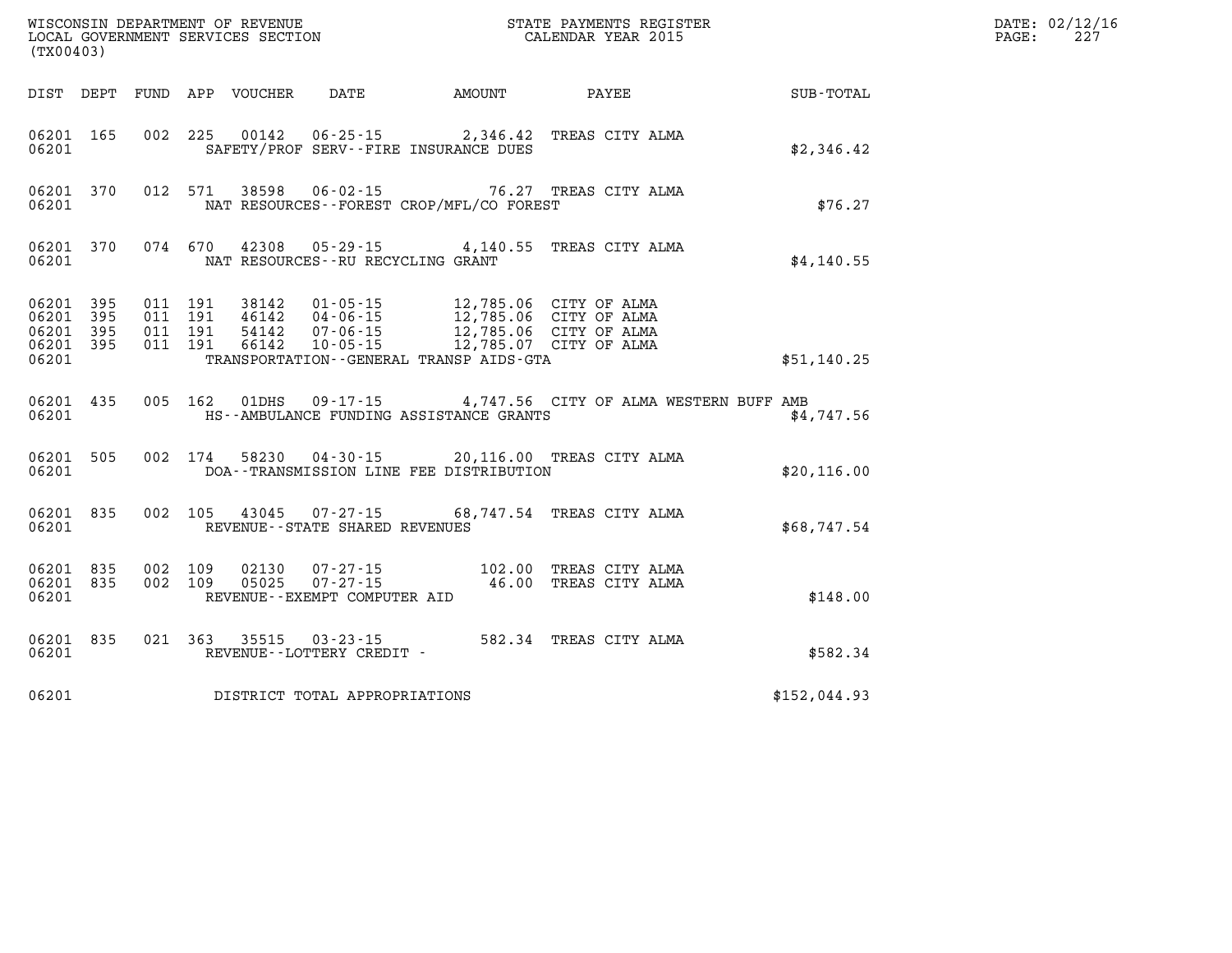WISCONSIN DEPARTMENT OF REVENUE
LOCAL GOVERNMENT SERVICES SECTION
(TX00403)

STATE PAYMENTS REGISTER
CALENDAR YEAR 2015

DATE: 02/12/16
PAGE: 227

| DIST | DEPT | FUND | APP | VOUCHER | DATE | AMOUNT | PAYEE | SUB-TOTAL |
|---|---|---|---|---|---|---|---|---|
| 06201 | 165 | 002 | 225 | 00142 | 06-25-15 | 2,346.42 | TREAS CITY ALMA | |
| 06201 | | | | SAFETY/PROF SERV--FIRE INSURANCE DUES | | | | $2,346.42 |
| 06201 | 370 | 012 | 571 | 38598 | 06-02-15 | 76.27 | TREAS CITY ALMA | |
| 06201 | | | | NAT RESOURCES--FOREST CROP/MFL/CO FOREST | | | | $76.27 |
| 06201 | 370 | 074 | 670 | 42308 | 05-29-15 | 4,140.55 | TREAS CITY ALMA | |
| 06201 | | | | NAT RESOURCES--RU RECYCLING GRANT | | | | $4,140.55 |
| 06201 | 395 | 011 | 191 | 38142 | 01-05-15 | 12,785.06 | CITY OF ALMA | |
| 06201 | 395 | 011 | 191 | 46142 | 04-06-15 | 12,785.06 | CITY OF ALMA | |
| 06201 | 395 | 011 | 191 | 54142 | 07-06-15 | 12,785.06 | CITY OF ALMA | |
| 06201 | 395 | 011 | 191 | 66142 | 10-05-15 | 12,785.07 | CITY OF ALMA | |
| 06201 | | | | TRANSPORTATION--GENERAL TRANSP AIDS-GTA | | | | $51,140.25 |
| 06201 | 435 | 005 | 162 | 01DHS | 09-17-15 | 4,747.56 | CITY OF ALMA WESTERN BUFF AMB | |
| 06201 | | | | HS--AMBULANCE FUNDING ASSISTANCE GRANTS | | | | $4,747.56 |
| 06201 | 505 | 002 | 174 | 58230 | 04-30-15 | 20,116.00 | TREAS CITY ALMA | |
| 06201 | | | | DOA--TRANSMISSION LINE FEE DISTRIBUTION | | | | $20,116.00 |
| 06201 | 835 | 002 | 105 | 43045 | 07-27-15 | 68,747.54 | TREAS CITY ALMA | |
| 06201 | | | | REVENUE--STATE SHARED REVENUES | | | | $68,747.54 |
| 06201 | 835 | 002 | 109 | 02130 | 07-27-15 | 102.00 | TREAS CITY ALMA | |
| 06201 | 835 | 002 | 109 | 05025 | 07-27-15 | 46.00 | TREAS CITY ALMA | |
| 06201 | | | | REVENUE--EXEMPT COMPUTER AID | | | | $148.00 |
| 06201 | 835 | 021 | 363 | 35515 | 03-23-15 | 582.34 | TREAS CITY ALMA | |
| 06201 | | | | REVENUE--LOTTERY CREDIT - | | | | $582.34 |
| 06201 | | | | DISTRICT TOTAL APPROPRIATIONS | | | | $152,044.93 |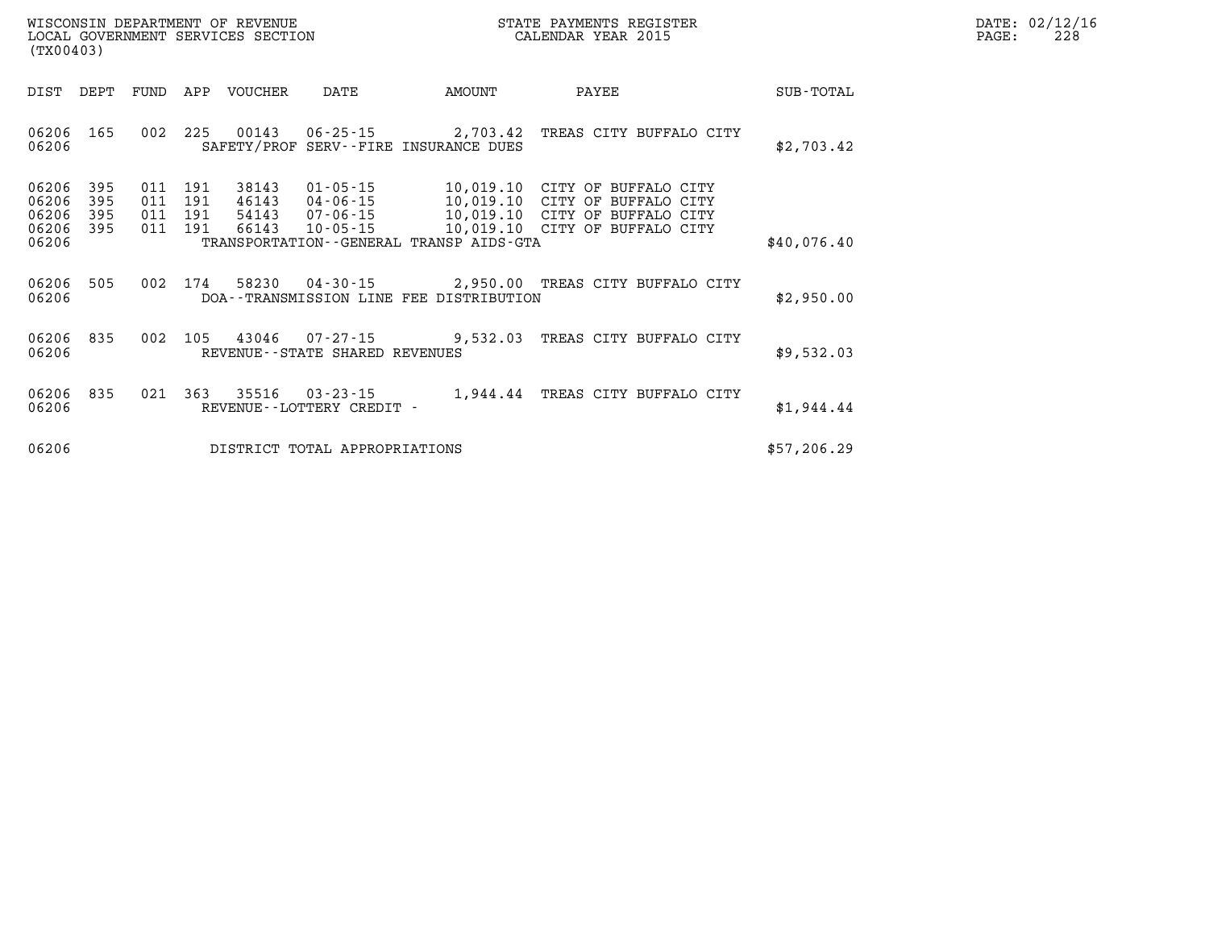WISCONSIN DEPARTMENT OF REVENUE
LOCAL GOVERNMENT SERVICES SECTION
(TX00403)

STATE PAYMENTS REGISTER
CALENDAR YEAR 2015

DATE: 02/12/16

| DIST | DEPT | FUND | APP | VOUCHER | DATE | AMOUNT | PAYEE | SUB-TOTAL |
|---|---|---|---|---|---|---|---|---|
| 06206 | 165 | 002 | 225 | 00143 | 06-25-15 | 2,703.42 | TREAS CITY BUFFALO CITY | |
| 06206 | | | | SAFETY/PROF SERV--FIRE INSURANCE DUES | | | | $2,703.42 |
| 06206 | 395 | 011 | 191 | 38143 | 01-05-15 | 10,019.10 | CITY OF BUFFALO CITY | |
| 06206 | 395 | 011 | 191 | 46143 | 04-06-15 | 10,019.10 | CITY OF BUFFALO CITY | |
| 06206 | 395 | 011 | 191 | 54143 | 07-06-15 | 10,019.10 | CITY OF BUFFALO CITY | |
| 06206 | 395 | 011 | 191 | 66143 | 10-05-15 | 10,019.10 | CITY OF BUFFALO CITY | |
| 06206 | | | | TRANSPORTATION--GENERAL TRANSP AIDS-GTA | | | | $40,076.40 |
| 06206 | 505 | 002 | 174 | 58230 | 04-30-15 | 2,950.00 | TREAS CITY BUFFALO CITY | |
| 06206 | | | | DOA--TRANSMISSION LINE FEE DISTRIBUTION | | | | $2,950.00 |
| 06206 | 835 | 002 | 105 | 43046 | 07-27-15 | 9,532.03 | TREAS CITY BUFFALO CITY | |
| 06206 | | | | REVENUE--STATE SHARED REVENUES | | | | $9,532.03 |
| 06206 | 835 | 021 | 363 | 35516 | 03-23-15 | 1,944.44 | TREAS CITY BUFFALO CITY | |
| 06206 | | | | REVENUE--LOTTERY CREDIT - | | | | $1,944.44 |
| 06206 | | | | DISTRICT TOTAL APPROPRIATIONS | | | | $57,206.29 |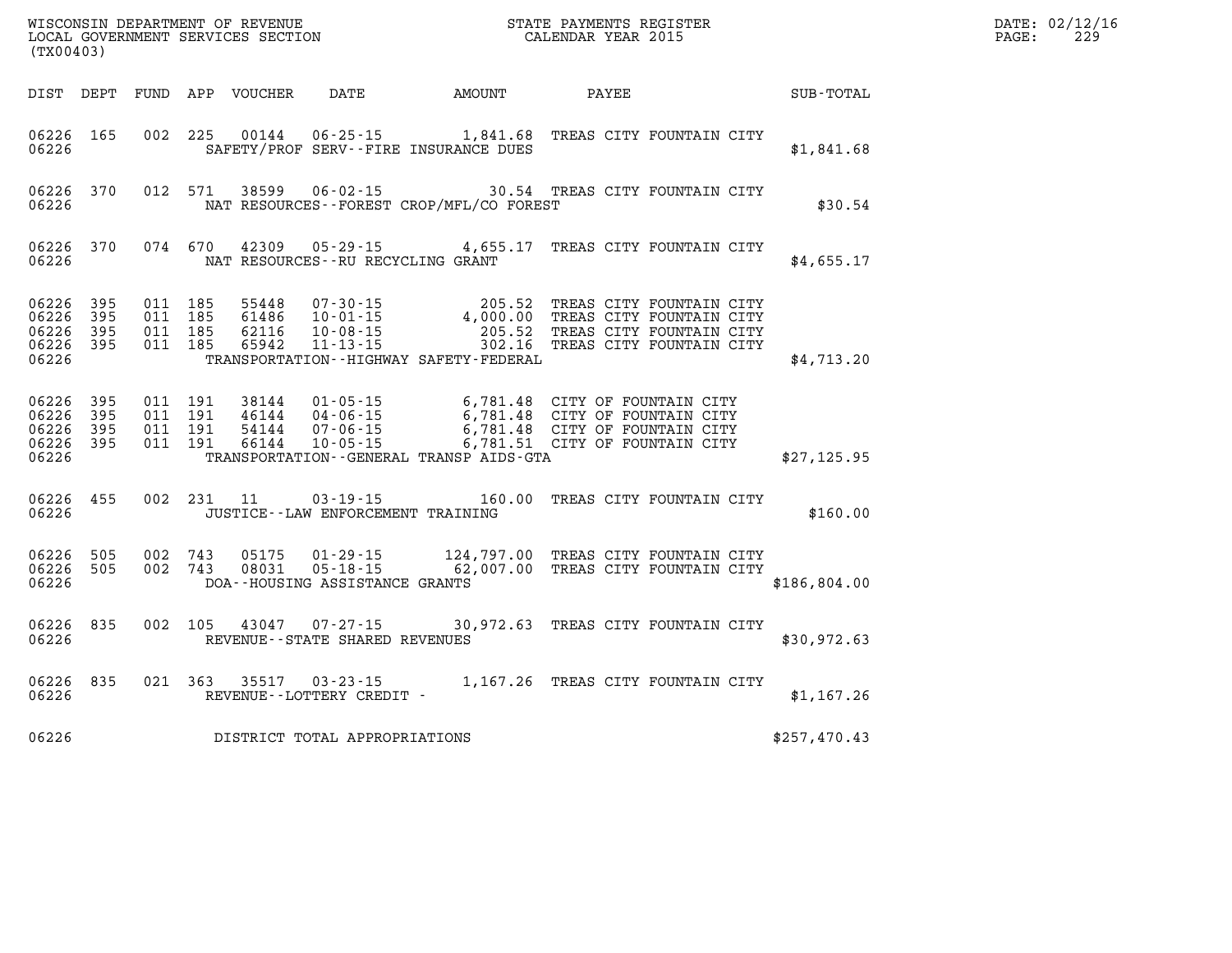WISCONSIN DEPARTMENT OF REVENUE
LOCAL GOVERNMENT SERVICES SECTION
(TX00403)

STATE PAYMENTS REGISTER
CALENDAR YEAR 2015

DATE: 02/12/16

| DIST | DEPT | FUND | APP | VOUCHER | DATE | AMOUNT | PAYEE | SUB-TOTAL |
|---|---|---|---|---|---|---|---|---|
| 06226 | 165 | 002 | 225 | 00144 | 06-25-15 | 1,841.68 | TREAS CITY FOUNTAIN CITY | |
| 06226 | | | | | SAFETY/PROF SERV--FIRE INSURANCE DUES | | | $1,841.68 |
| 06226 | 370 | 012 | 571 | 38599 | 06-02-15 | 30.54 | TREAS CITY FOUNTAIN CITY | |
| 06226 | | | | | NAT RESOURCES--FOREST CROP/MFL/CO FOREST | | | $30.54 |
| 06226 | 370 | 074 | 670 | 42309 | 05-29-15 | 4,655.17 | TREAS CITY FOUNTAIN CITY | |
| 06226 | | | | | NAT RESOURCES--RU RECYCLING GRANT | | | $4,655.17 |
| 06226 | 395 | 011 | 185 | 55448 | 07-30-15 | 205.52 | TREAS CITY FOUNTAIN CITY | |
| 06226 | 395 | 011 | 185 | 61486 | 10-01-15 | 4,000.00 | TREAS CITY FOUNTAIN CITY | |
| 06226 | 395 | 011 | 185 | 62116 | 10-08-15 | 205.52 | TREAS CITY FOUNTAIN CITY | |
| 06226 | 395 | 011 | 185 | 65942 | 11-13-15 | 302.16 | TREAS CITY FOUNTAIN CITY | |
| 06226 | | | | | TRANSPORTATION--HIGHWAY SAFETY-FEDERAL | | | $4,713.20 |
| 06226 | 395 | 011 | 191 | 38144 | 01-05-15 | 6,781.48 | CITY OF FOUNTAIN CITY | |
| 06226 | 395 | 011 | 191 | 46144 | 04-06-15 | 6,781.48 | CITY OF FOUNTAIN CITY | |
| 06226 | 395 | 011 | 191 | 54144 | 07-06-15 | 6,781.48 | CITY OF FOUNTAIN CITY | |
| 06226 | 395 | 011 | 191 | 66144 | 10-05-15 | 6,781.51 | CITY OF FOUNTAIN CITY | |
| 06226 | | | | | TRANSPORTATION--GENERAL TRANSP AIDS-GTA | | | $27,125.95 |
| 06226 | 455 | 002 | 231 | 11 | 03-19-15 | 160.00 | TREAS CITY FOUNTAIN CITY | |
| 06226 | | | | | JUSTICE--LAW ENFORCEMENT TRAINING | | | $160.00 |
| 06226 | 505 | 002 | 743 | 05175 | 01-29-15 | 124,797.00 | TREAS CITY FOUNTAIN CITY | |
| 06226 | 505 | 002 | 743 | 08031 | 05-18-15 | 62,007.00 | TREAS CITY FOUNTAIN CITY | |
| 06226 | | | | | DOA--HOUSING ASSISTANCE GRANTS | | | $186,804.00 |
| 06226 | 835 | 002 | 105 | 43047 | 07-27-15 | 30,972.63 | TREAS CITY FOUNTAIN CITY | |
| 06226 | | | | | REVENUE--STATE SHARED REVENUES | | | $30,972.63 |
| 06226 | 835 | 021 | 363 | 35517 | 03-23-15 | 1,167.26 | TREAS CITY FOUNTAIN CITY | |
| 06226 | | | | | REVENUE--LOTTERY CREDIT - | | | $1,167.26 |
| 06226 | | | | | DISTRICT TOTAL APPROPRIATIONS | | | $257,470.43 |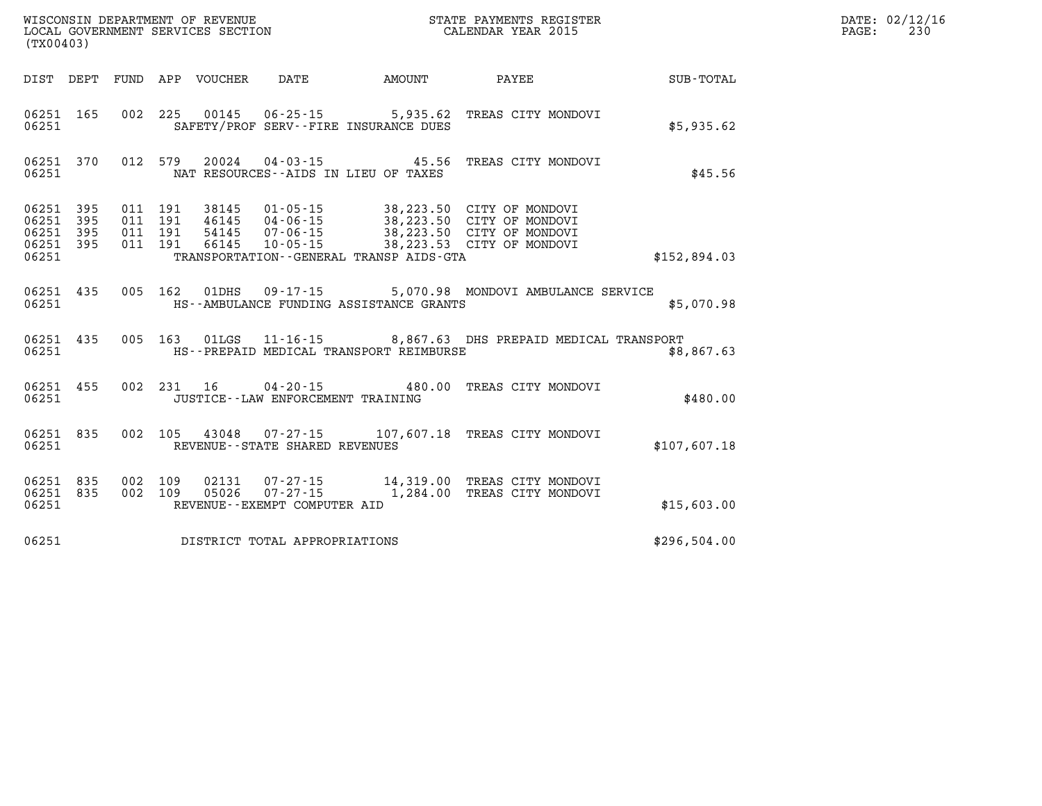WISCONSIN DEPARTMENT OF REVENUE
LOCAL GOVERNMENT SERVICES SECTION
(TX00403)

STATE PAYMENTS REGISTER
CALENDAR YEAR 2015

DATE: 02/12/16

| DIST | DEPT | FUND | APP | VOUCHER | DATE | AMOUNT | PAYEE | SUB-TOTAL |
|---|---|---|---|---|---|---|---|---|
| 06251 | 165 | 002 | 225 | 00145 | 06-25-15 | 5,935.62 | TREAS CITY MONDOVI | |
| 06251 | | | | SAFETY/PROF SERV--FIRE INSURANCE DUES | | | | $5,935.62 |
| 06251 | 370 | 012 | 579 | 20024 | 04-03-15 | 45.56 | TREAS CITY MONDOVI | |
| 06251 | | | | NAT RESOURCES--AIDS IN LIEU OF TAXES | | | | $45.56 |
| 06251 | 395 | 011 | 191 | 38145 | 01-05-15 | 38,223.50 | CITY OF MONDOVI | |
| 06251 | 395 | 011 | 191 | 46145 | 04-06-15 | 38,223.50 | CITY OF MONDOVI | |
| 06251 | 395 | 011 | 191 | 54145 | 07-06-15 | 38,223.50 | CITY OF MONDOVI | |
| 06251 | 395 | 011 | 191 | 66145 | 10-05-15 | 38,223.53 | CITY OF MONDOVI | |
| 06251 | | | | TRANSPORTATION--GENERAL TRANSP AIDS-GTA | | | | $152,894.03 |
| 06251 | 435 | 005 | 162 | 01DHS | 09-17-15 | 5,070.98 | MONDOVI AMBULANCE SERVICE | |
| 06251 | | | | HS--AMBULANCE FUNDING ASSISTANCE GRANTS | | | | $5,070.98 |
| 06251 | 435 | 005 | 163 | 01LGS | 11-16-15 | 8,867.63 | DHS PREPAID MEDICAL TRANSPORT | |
| 06251 | | | | HS--PREPAID MEDICAL TRANSPORT REIMBURSE | | | | $8,867.63 |
| 06251 | 455 | 002 | 231 | 16 | 04-20-15 | 480.00 | TREAS CITY MONDOVI | |
| 06251 | | | | JUSTICE--LAW ENFORCEMENT TRAINING | | | | $480.00 |
| 06251 | 835 | 002 | 105 | 43048 | 07-27-15 | 107,607.18 | TREAS CITY MONDOVI | |
| 06251 | | | | REVENUE--STATE SHARED REVENUES | | | | $107,607.18 |
| 06251 | 835 | 002 | 109 | 02131 | 07-27-15 | 14,319.00 | TREAS CITY MONDOVI | |
| 06251 | 835 | 002 | 109 | 05026 | 07-27-15 | 1,284.00 | TREAS CITY MONDOVI | |
| 06251 | | | | REVENUE--EXEMPT COMPUTER AID | | | | $15,603.00 |
| 06251 | | | | DISTRICT TOTAL APPROPRIATIONS | | | | $296,504.00 |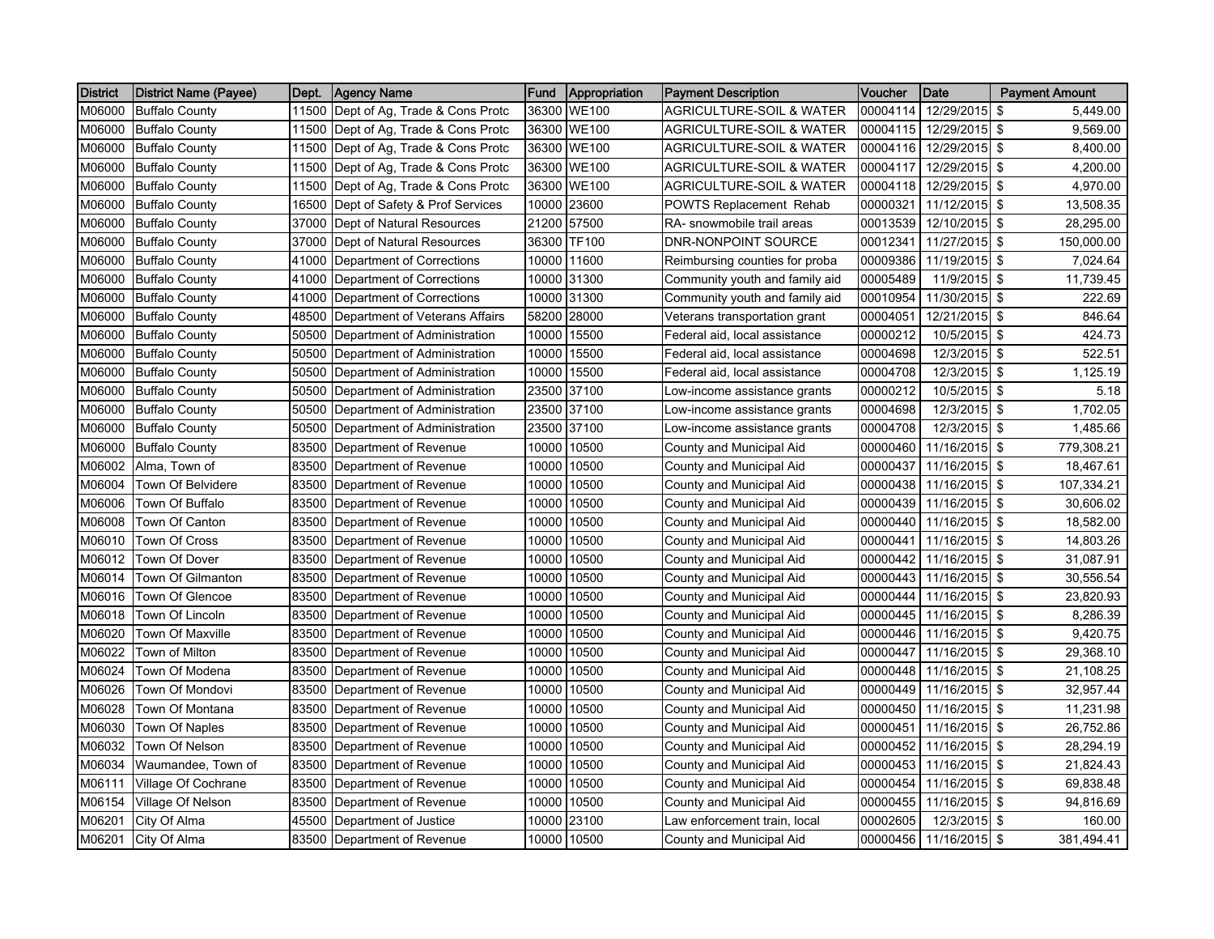| District | District Name (Payee) | Dept. | Agency Name | Fund | Appropriation | Payment Description | Voucher | Date | Payment Amount |
|---|---|---|---|---|---|---|---|---|---|
| M06000 | Buffalo County | 11500 | Dept of Ag, Trade & Cons Protc | 36300 | WE100 | AGRICULTURE-SOIL & WATER | 00004114 | 12/29/2015 | $ 5,449.00 |
| M06000 | Buffalo County | 11500 | Dept of Ag, Trade & Cons Protc | 36300 | WE100 | AGRICULTURE-SOIL & WATER | 00004115 | 12/29/2015 | $ 9,569.00 |
| M06000 | Buffalo County | 11500 | Dept of Ag, Trade & Cons Protc | 36300 | WE100 | AGRICULTURE-SOIL & WATER | 00004116 | 12/29/2015 | $ 8,400.00 |
| M06000 | Buffalo County | 11500 | Dept of Ag, Trade & Cons Protc | 36300 | WE100 | AGRICULTURE-SOIL & WATER | 00004117 | 12/29/2015 | $ 4,200.00 |
| M06000 | Buffalo County | 11500 | Dept of Ag, Trade & Cons Protc | 36300 | WE100 | AGRICULTURE-SOIL & WATER | 00004118 | 12/29/2015 | $ 4,970.00 |
| M06000 | Buffalo County | 16500 | Dept of Safety & Prof Services | 10000 | 23600 | POWTS Replacement Rehab | 00000321 | 11/12/2015 | $ 13,508.35 |
| M06000 | Buffalo County | 37000 | Dept of Natural Resources | 21200 | 57500 | RA- snowmobile trail areas | 00013539 | 12/10/2015 | $ 28,295.00 |
| M06000 | Buffalo County | 37000 | Dept of Natural Resources | 36300 | TF100 | DNR-NONPOINT SOURCE | 00012341 | 11/27/2015 | $ 150,000.00 |
| M06000 | Buffalo County | 41000 | Department of Corrections | 10000 | 11600 | Reimbursing counties for proba | 00009386 | 11/19/2015 | $ 7,024.64 |
| M06000 | Buffalo County | 41000 | Department of Corrections | 10000 | 31300 | Community youth and family aid | 00005489 | 11/9/2015 | $ 11,739.45 |
| M06000 | Buffalo County | 41000 | Department of Corrections | 10000 | 31300 | Community youth and family aid | 00010954 | 11/30/2015 | $ 222.69 |
| M06000 | Buffalo County | 48500 | Department of Veterans Affairs | 58200 | 28000 | Veterans transportation grant | 00004051 | 12/21/2015 | $ 846.64 |
| M06000 | Buffalo County | 50500 | Department of Administration | 10000 | 15500 | Federal aid, local assistance | 00000212 | 10/5/2015 | $ 424.73 |
| M06000 | Buffalo County | 50500 | Department of Administration | 10000 | 15500 | Federal aid, local assistance | 00004698 | 12/3/2015 | $ 522.51 |
| M06000 | Buffalo County | 50500 | Department of Administration | 10000 | 15500 | Federal aid, local assistance | 00004708 | 12/3/2015 | $ 1,125.19 |
| M06000 | Buffalo County | 50500 | Department of Administration | 23500 | 37100 | Low-income assistance grants | 00000212 | 10/5/2015 | $ 5.18 |
| M06000 | Buffalo County | 50500 | Department of Administration | 23500 | 37100 | Low-income assistance grants | 00004698 | 12/3/2015 | $ 1,702.05 |
| M06000 | Buffalo County | 50500 | Department of Administration | 23500 | 37100 | Low-income assistance grants | 00004708 | 12/3/2015 | $ 1,485.66 |
| M06000 | Buffalo County | 83500 | Department of Revenue | 10000 | 10500 | County and Municipal Aid | 00000460 | 11/16/2015 | $ 779,308.21 |
| M06002 | Alma, Town of | 83500 | Department of Revenue | 10000 | 10500 | County and Municipal Aid | 00000437 | 11/16/2015 | $ 18,467.61 |
| M06004 | Town Of Belvidere | 83500 | Department of Revenue | 10000 | 10500 | County and Municipal Aid | 00000438 | 11/16/2015 | $ 107,334.21 |
| M06006 | Town Of Buffalo | 83500 | Department of Revenue | 10000 | 10500 | County and Municipal Aid | 00000439 | 11/16/2015 | $ 30,606.02 |
| M06008 | Town Of Canton | 83500 | Department of Revenue | 10000 | 10500 | County and Municipal Aid | 00000440 | 11/16/2015 | $ 18,582.00 |
| M06010 | Town Of Cross | 83500 | Department of Revenue | 10000 | 10500 | County and Municipal Aid | 00000441 | 11/16/2015 | $ 14,803.26 |
| M06012 | Town Of Dover | 83500 | Department of Revenue | 10000 | 10500 | County and Municipal Aid | 00000442 | 11/16/2015 | $ 31,087.91 |
| M06014 | Town Of Gilmanton | 83500 | Department of Revenue | 10000 | 10500 | County and Municipal Aid | 00000443 | 11/16/2015 | $ 30,556.54 |
| M06016 | Town Of Glencoe | 83500 | Department of Revenue | 10000 | 10500 | County and Municipal Aid | 00000444 | 11/16/2015 | $ 23,820.93 |
| M06018 | Town Of Lincoln | 83500 | Department of Revenue | 10000 | 10500 | County and Municipal Aid | 00000445 | 11/16/2015 | $ 8,286.39 |
| M06020 | Town Of Maxville | 83500 | Department of Revenue | 10000 | 10500 | County and Municipal Aid | 00000446 | 11/16/2015 | $ 9,420.75 |
| M06022 | Town of Milton | 83500 | Department of Revenue | 10000 | 10500 | County and Municipal Aid | 00000447 | 11/16/2015 | $ 29,368.10 |
| M06024 | Town Of Modena | 83500 | Department of Revenue | 10000 | 10500 | County and Municipal Aid | 00000448 | 11/16/2015 | $ 21,108.25 |
| M06026 | Town Of Mondovi | 83500 | Department of Revenue | 10000 | 10500 | County and Municipal Aid | 00000449 | 11/16/2015 | $ 32,957.44 |
| M06028 | Town Of Montana | 83500 | Department of Revenue | 10000 | 10500 | County and Municipal Aid | 00000450 | 11/16/2015 | $ 11,231.98 |
| M06030 | Town Of Naples | 83500 | Department of Revenue | 10000 | 10500 | County and Municipal Aid | 00000451 | 11/16/2015 | $ 26,752.86 |
| M06032 | Town Of Nelson | 83500 | Department of Revenue | 10000 | 10500 | County and Municipal Aid | 00000452 | 11/16/2015 | $ 28,294.19 |
| M06034 | Waumandee, Town of | 83500 | Department of Revenue | 10000 | 10500 | County and Municipal Aid | 00000453 | 11/16/2015 | $ 21,824.43 |
| M06111 | Village Of Cochrane | 83500 | Department of Revenue | 10000 | 10500 | County and Municipal Aid | 00000454 | 11/16/2015 | $ 69,838.48 |
| M06154 | Village Of Nelson | 83500 | Department of Revenue | 10000 | 10500 | County and Municipal Aid | 00000455 | 11/16/2015 | $ 94,816.69 |
| M06201 | City Of Alma | 45500 | Department of Justice | 10000 | 23100 | Law enforcement train, local | 00002605 | 12/3/2015 | $ 160.00 |
| M06201 | City Of Alma | 83500 | Department of Revenue | 10000 | 10500 | County and Municipal Aid | 00000456 | 11/16/2015 | $ 381,494.41 |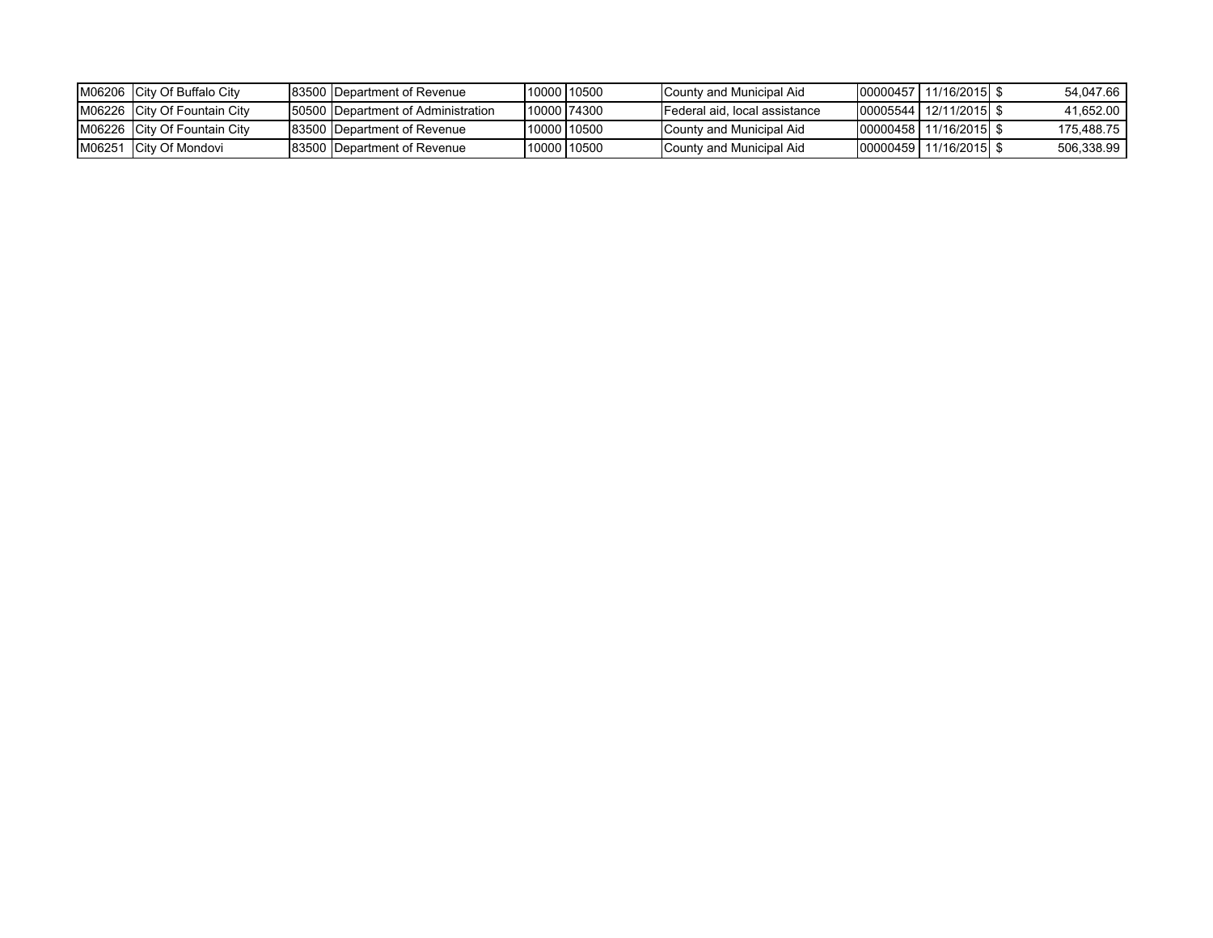| | | | | | | | | | | |
|---|---|---|---|---|---|---|---|---|---|---|
| M06206 | City Of Buffalo City | 83500 | Department of Revenue | 10000 | 10500 | County and Municipal Aid | 00000457 | 11/16/2015 | $ | 54,047.66 |
| M06226 | City Of Fountain City | 50500 | Department of Administration | 10000 | 74300 | Federal aid, local assistance | 00005544 | 12/11/2015 | $ | 41,652.00 |
| M06226 | City Of Fountain City | 83500 | Department of Revenue | 10000 | 10500 | County and Municipal Aid | 00000458 | 11/16/2015 | $ | 175,488.75 |
| M06251 | City Of Mondovi | 83500 | Department of Revenue | 10000 | 10500 | County and Municipal Aid | 00000459 | 11/16/2015 | $ | 506,338.99 |